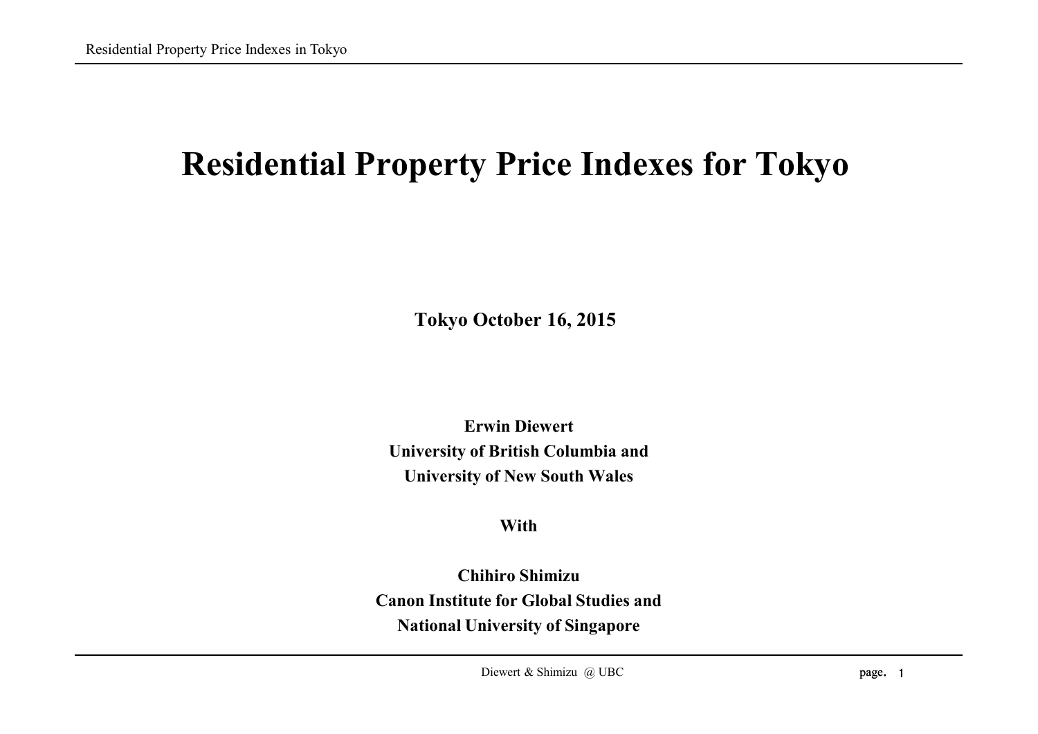# Residential Property Price Indexes for Tokyo

**Tokyo October 16, 2015**

**Erwin Diewert**
**University of British Columbia and**
**University of New South Wales**

**With**

**Chihiro Shimizu**
**Canon Institute for Global Studies and**
**National University of Singapore**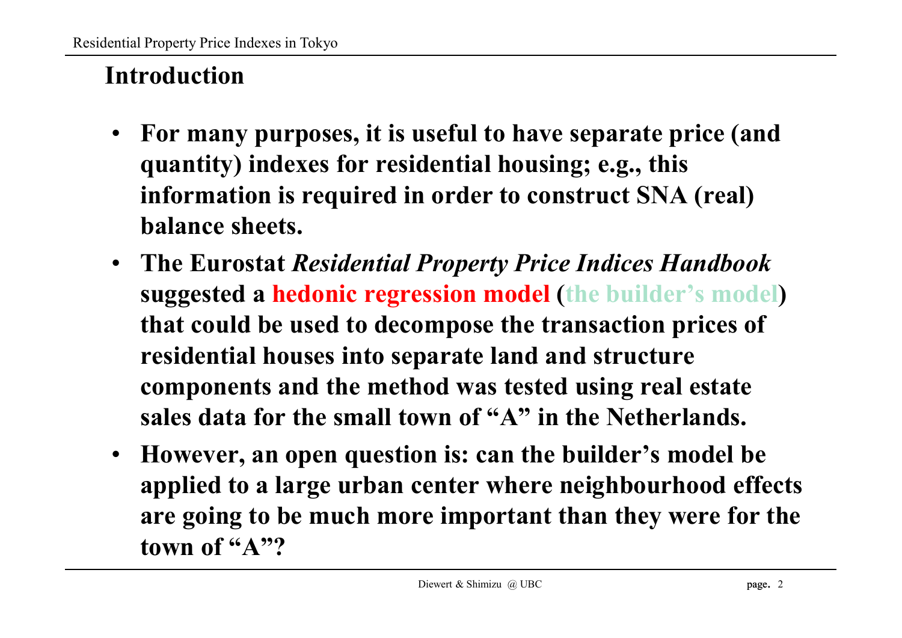## Introduction

- **For many purposes, it is useful to have separate price (and quantity) indexes for residential housing; e.g., this information is required in order to construct SNA (real) balance sheets.**
- **The Eurostat *Residential Property Price Indices Handbook* suggested a hedonic regression model (the builder's model) that could be used to decompose the transaction prices of residential houses into separate land and structure components and the method was tested using real estate sales data for the small town of "A" in the Netherlands.**
- **However, an open question is: can the builder's model be applied to a large urban center where neighbourhood effects are going to be much more important than they were for the town of "A"?**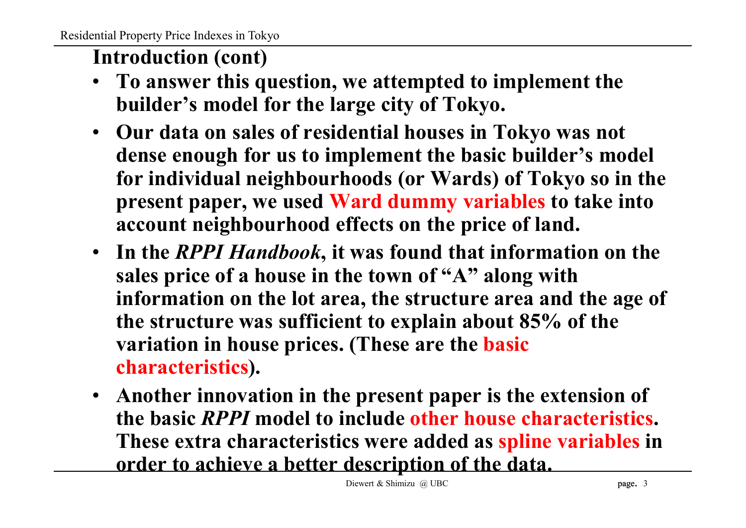## Introduction (cont)

- **To answer this question, we attempted to implement the builder's model for the large city of Tokyo.**
- **Our data on sales of residential houses in Tokyo was not dense enough for us to implement the basic builder's model for individual neighbourhoods (or Wards) of Tokyo so in the present paper, we used Ward dummy variables to take into account neighbourhood effects on the price of land.**
- **In the *RPPI Handbook*, it was found that information on the sales price of a house in the town of "A" along with information on the lot area, the structure area and the age of the structure was sufficient to explain about 85% of the variation in house prices. (These are the basic characteristics).**
- **Another innovation in the present paper is the extension of the basic *RPPI* model to include other house characteristics. These extra characteristics were added as spline variables in order to achieve a better description of the data.**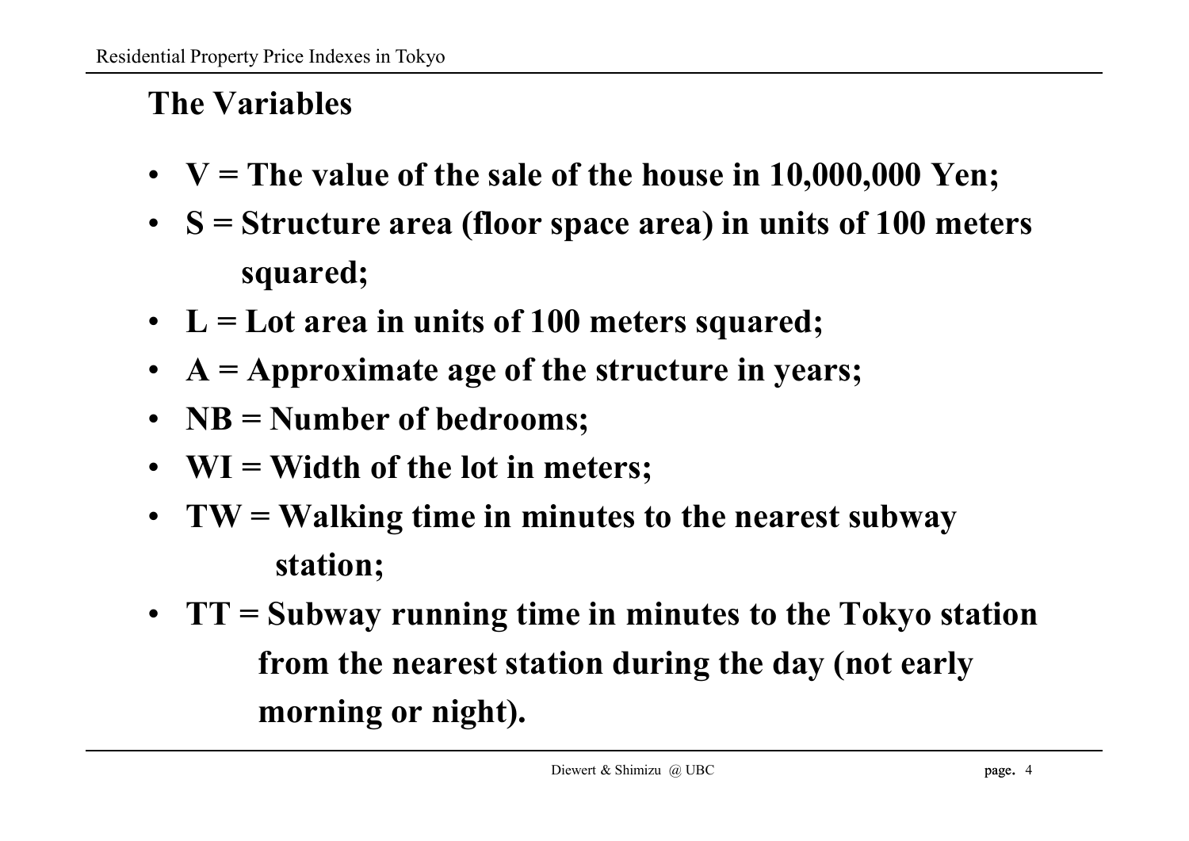## The Variables

- **V = The value of the sale of the house in 10,000,000 Yen;**
- **S = Structure area (floor space area) in units of 100 meters squared;**
- **L = Lot area in units of 100 meters squared;**
- **A = Approximate age of the structure in years;**
- **NB = Number of bedrooms;**
- **WI = Width of the lot in meters;**
- **TW = Walking time in minutes to the nearest subway station;**
- **TT = Subway running time in minutes to the Tokyo station from the nearest station during the day (not early morning or night).**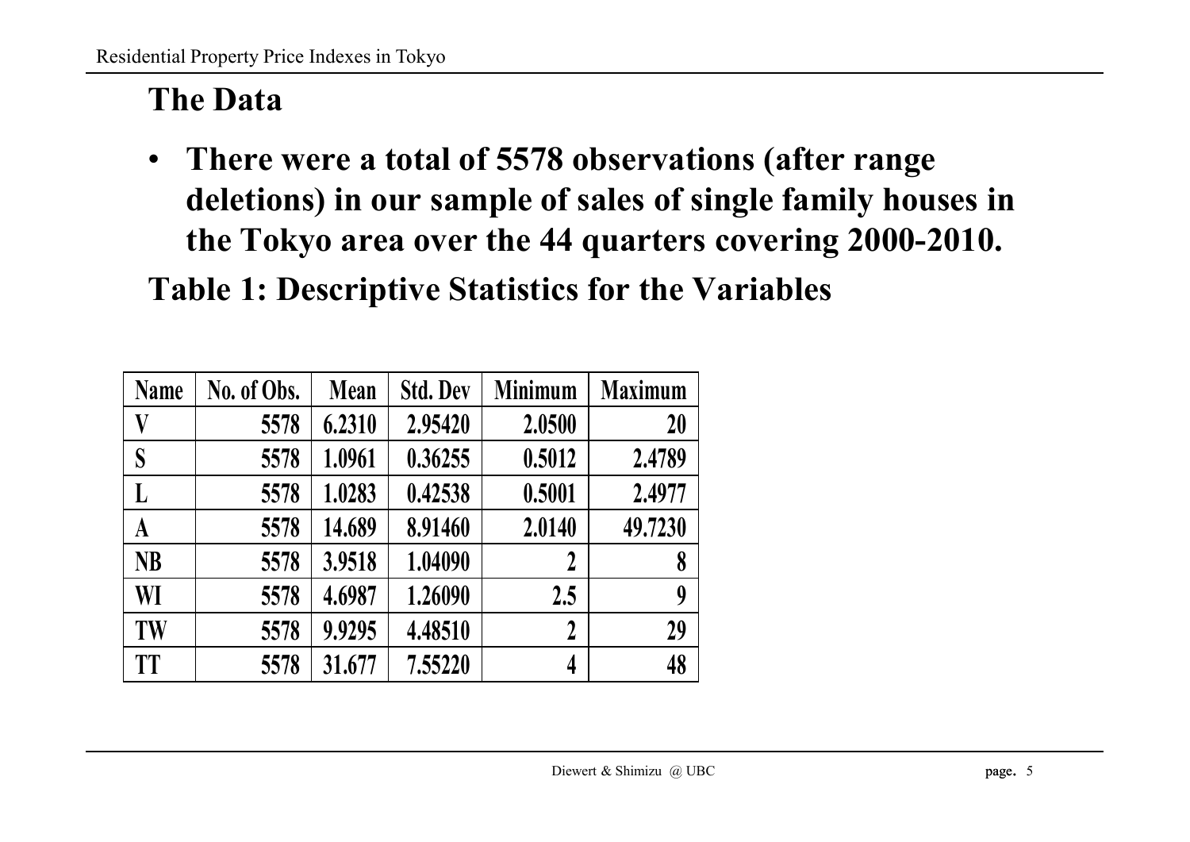## The Data

- **There were a total of 5578 observations (after range deletions) in our sample of sales of single family houses in the Tokyo area over the 44 quarters covering 2000-2010.**

## Table 1: Descriptive Statistics for the Variables

| Name | No. of Obs. | Mean | Std. Dev | Minimum | Maximum |
|---|---|---|---|---|---|
| V | 5578 | 6.2310 | 2.95420 | 2.0500 | 20 |
| S | 5578 | 1.0961 | 0.36255 | 0.5012 | 2.4789 |
| L | 5578 | 1.0283 | 0.42538 | 0.5001 | 2.4977 |
| A | 5578 | 14.689 | 8.91460 | 2.0140 | 49.7230 |
| NB | 5578 | 3.9518 | 1.04090 | 2 | 8 |
| WI | 5578 | 4.6987 | 1.26090 | 2.5 | 9 |
| TW | 5578 | 9.9295 | 4.48510 | 2 | 29 |
| TT | 5578 | 31.677 | 7.55220 | 4 | 48 |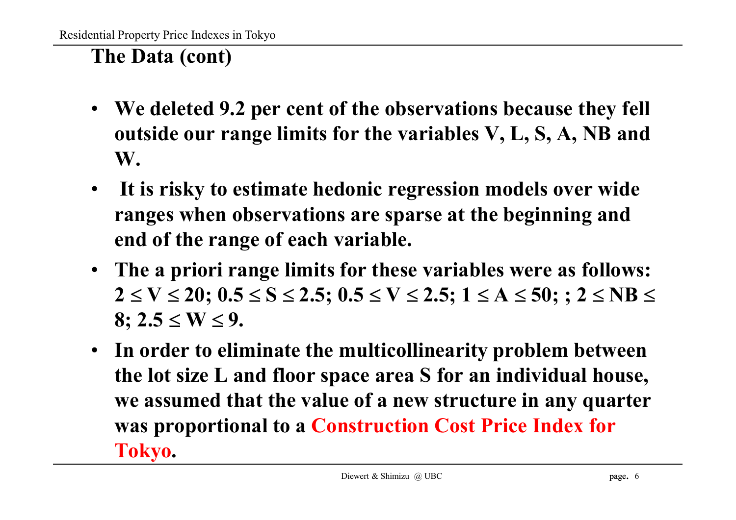## The Data (cont)

- **We deleted 9.2 per cent of the observations because they fell outside our range limits for the variables V, L, S, A, NB and W.**
- **It is risky to estimate hedonic regression models over wide ranges when observations are sparse at the beginning and end of the range of each variable.**
- **The a priori range limits for these variables were as follows: $2 \leq V \leq 20$; $0.5 \leq S \leq 2.5$; $0.5 \leq V \leq 2.5$; $1 \leq A \leq 50$; ; $2 \leq NB \leq 8$; $2.5 \leq W \leq 9$.**
- **In order to eliminate the multicollinearity problem between the lot size L and floor space area S for an individual house, we assumed that the value of a new structure in any quarter was proportional to a Construction Cost Price Index for Tokyo.**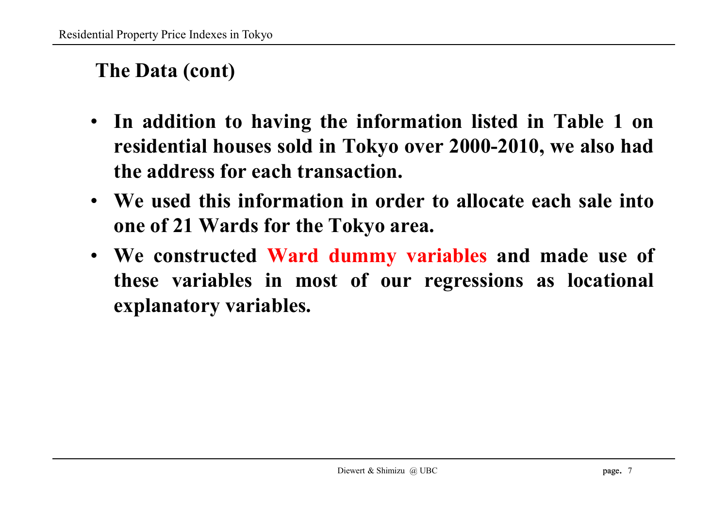## The Data (cont)

- **In addition to having the information listed in Table 1 on residential houses sold in Tokyo over 2000-2010, we also had the address for each transaction.**
- **We used this information in order to allocate each sale into one of 21 Wards for the Tokyo area.**
- **We constructed Ward dummy variables and made use of these variables in most of our regressions as locational explanatory variables.**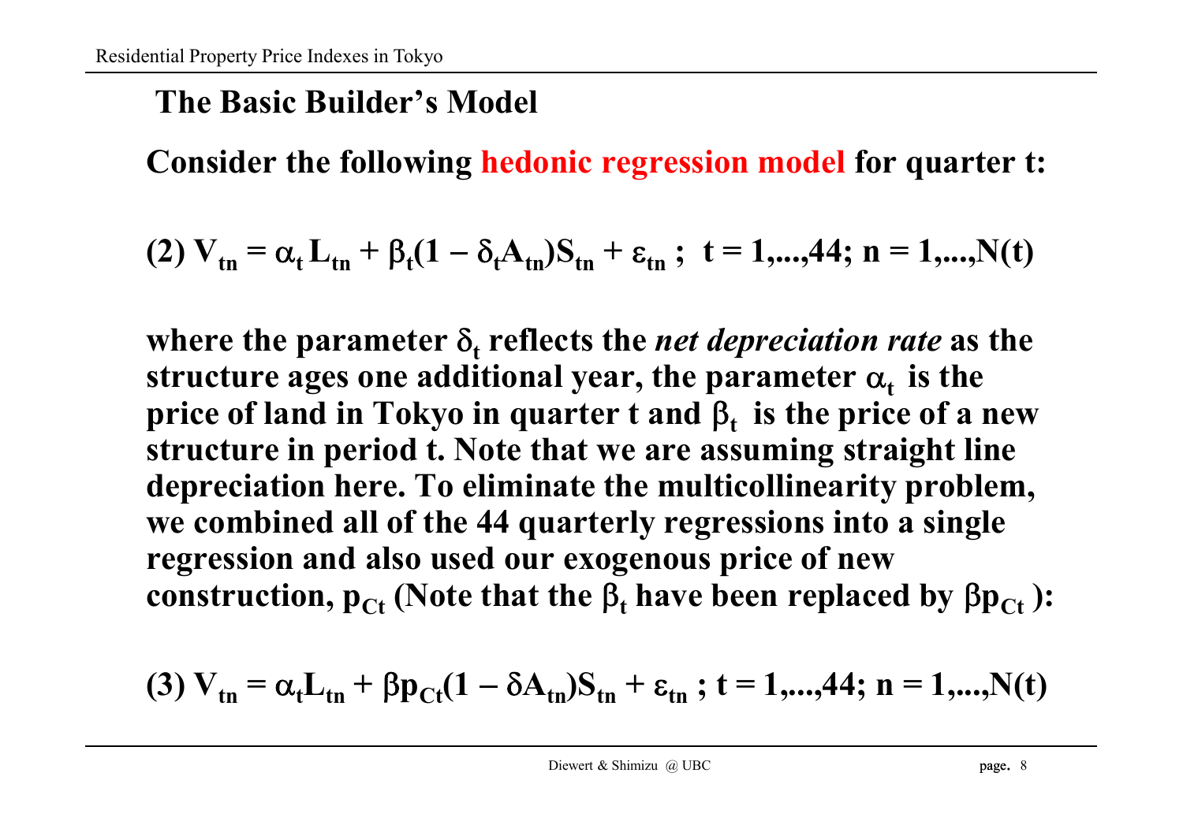## The Basic Builder's Model

Consider the following hedonic regression model for quarter t:

$$(2)\ V_{tn} = \alpha_t L_{tn} + \beta_t(1 - \delta_t A_{tn})S_{tn} + \varepsilon_{tn}\ ;\ \ t = 1,\ldots,44;\ n = 1,\ldots,N(t)$$

where the parameter $\delta_t$ reflects the *net depreciation rate* as the structure ages one additional year, the parameter $\alpha_t$ is the price of land in Tokyo in quarter t and $\beta_t$ is the price of a new structure in period t. Note that we are assuming straight line depreciation here. To eliminate the multicollinearity problem, we combined all of the 44 quarterly regressions into a single regression and also used our exogenous price of new construction, $p_{Ct}$ (Note that the $\beta_t$ have been replaced by $\beta p_{Ct}$ ):

$$(3)\ V_{tn} = \alpha_t L_{tn} + \beta p_{Ct}(1 - \delta A_{tn})S_{tn} + \varepsilon_{tn}\ ;\ t = 1,\ldots,44;\ n = 1,\ldots,N(t)$$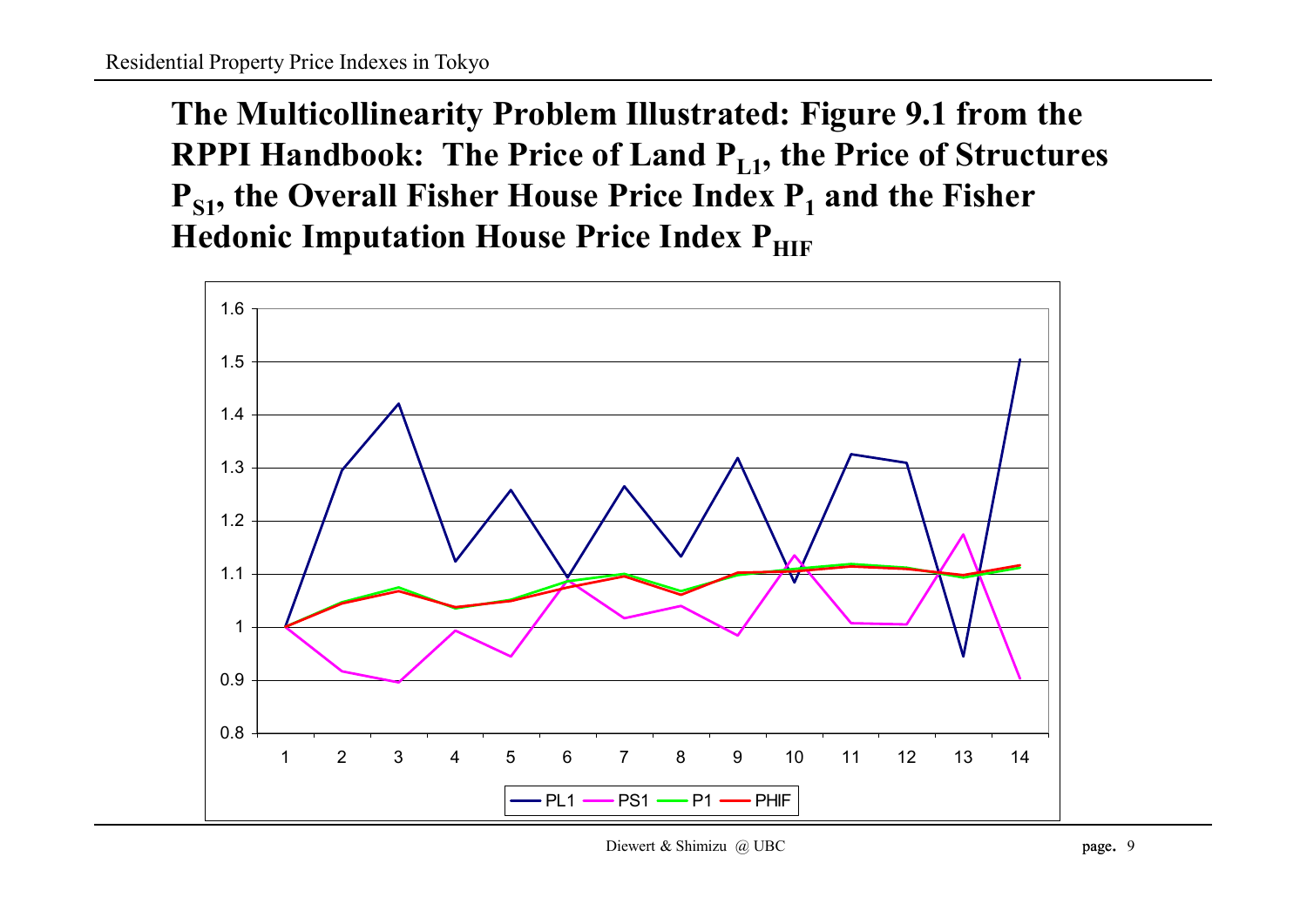## The Multicollinearity Problem Illustrated: Figure 9.1 from the RPPI Handbook: The Price of Land $P_{L1}$, the Price of Structures $P_{S1}$, the Overall Fisher House Price Index $P_1$ and the Fisher Hedonic Imputation House Price Index $P_{HIF}$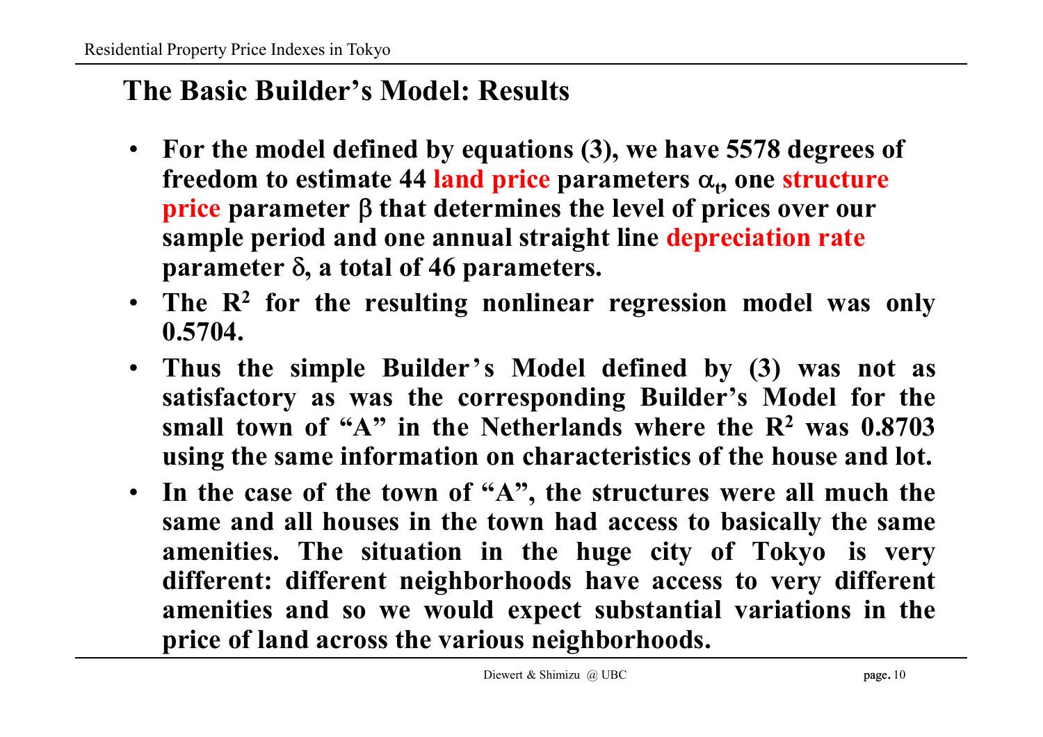## The Basic Builder's Model: Results

- **For the model defined by equations (3), we have 5578 degrees of freedom to estimate 44 land price parameters $\alpha_t$, one structure price parameter $\beta$ that determines the level of prices over our sample period and one annual straight line depreciation rate parameter $\delta$, a total of 46 parameters.**
- **The $R^2$ for the resulting nonlinear regression model was only 0.5704.**
- **Thus the simple Builder's Model defined by (3) was not as satisfactory as was the corresponding Builder's Model for the small town of "A" in the Netherlands where the $R^2$ was 0.8703 using the same information on characteristics of the house and lot.**
- **In the case of the town of "A", the structures were all much the same and all houses in the town had access to basically the same amenities. The situation in the huge city of Tokyo is very different: different neighborhoods have access to very different amenities and so we would expect substantial variations in the price of land across the various neighborhoods.**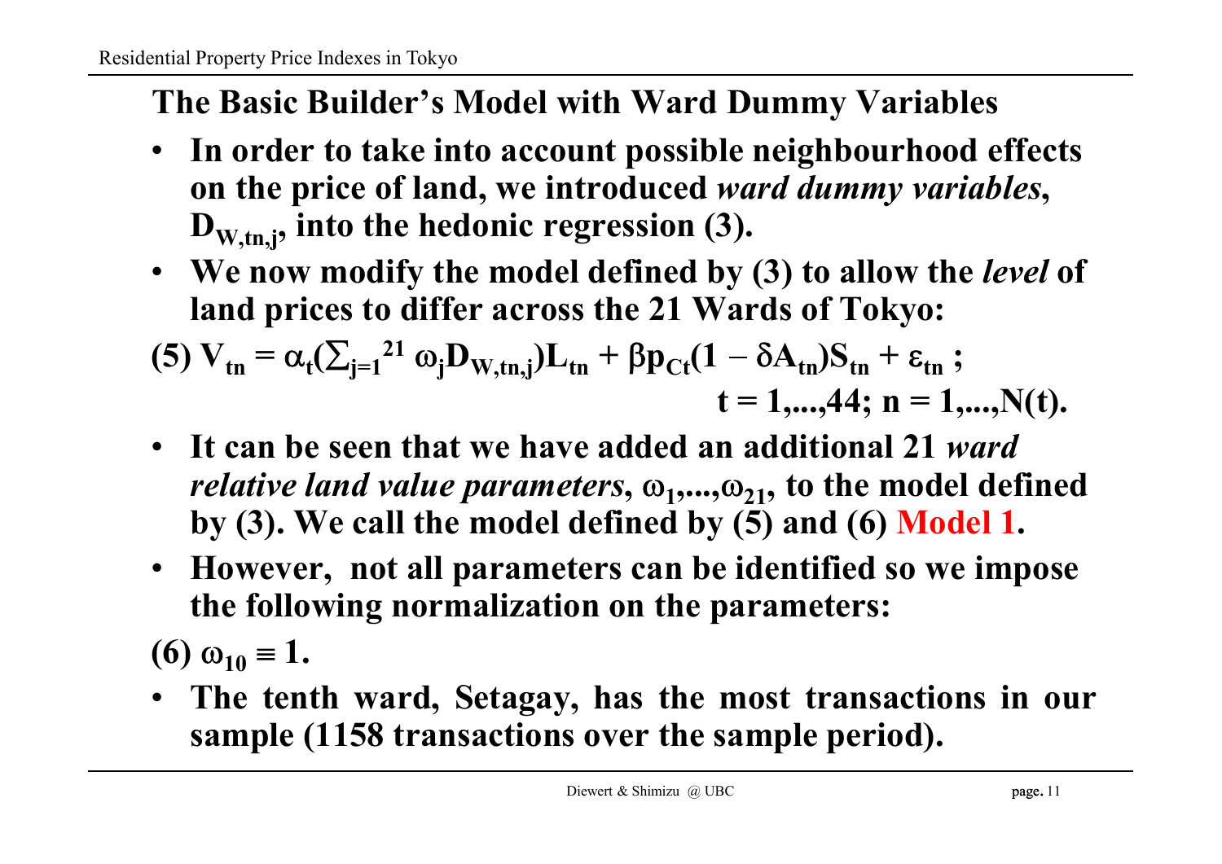## The Basic Builder's Model with Ward Dummy Variables

- **In order to take into account possible neighbourhood effects on the price of land, we introduced *ward dummy variables*, $D_{W,tn,j}$, into the hedonic regression (3).**
- **We now modify the model defined by (3) to allow the *level* of land prices to differ across the 21 Wards of Tokyo:**

$$\text{(5) } V_{tn} = \alpha_t\left(\sum_{j=1}^{21} \omega_j D_{W,tn,j}\right)L_{tn} + \beta p_{Ct}(1 - \delta A_{tn})S_{tn} + \varepsilon_{tn} \; ; \quad t = 1,...,44; \; n = 1,...,N(t).$$

- **It can be seen that we have added an additional 21 *ward relative land value parameters*, $\omega_1,...,\omega_{21}$, to the model defined by (3). We call the model defined by (5) and (6) Model 1.**
- **However, not all parameters can be identified so we impose the following normalization on the parameters:**

$$\text{(6) } \omega_{10} \equiv 1.$$

- **The tenth ward, Setagay, has the most transactions in our sample (1158 transactions over the sample period).**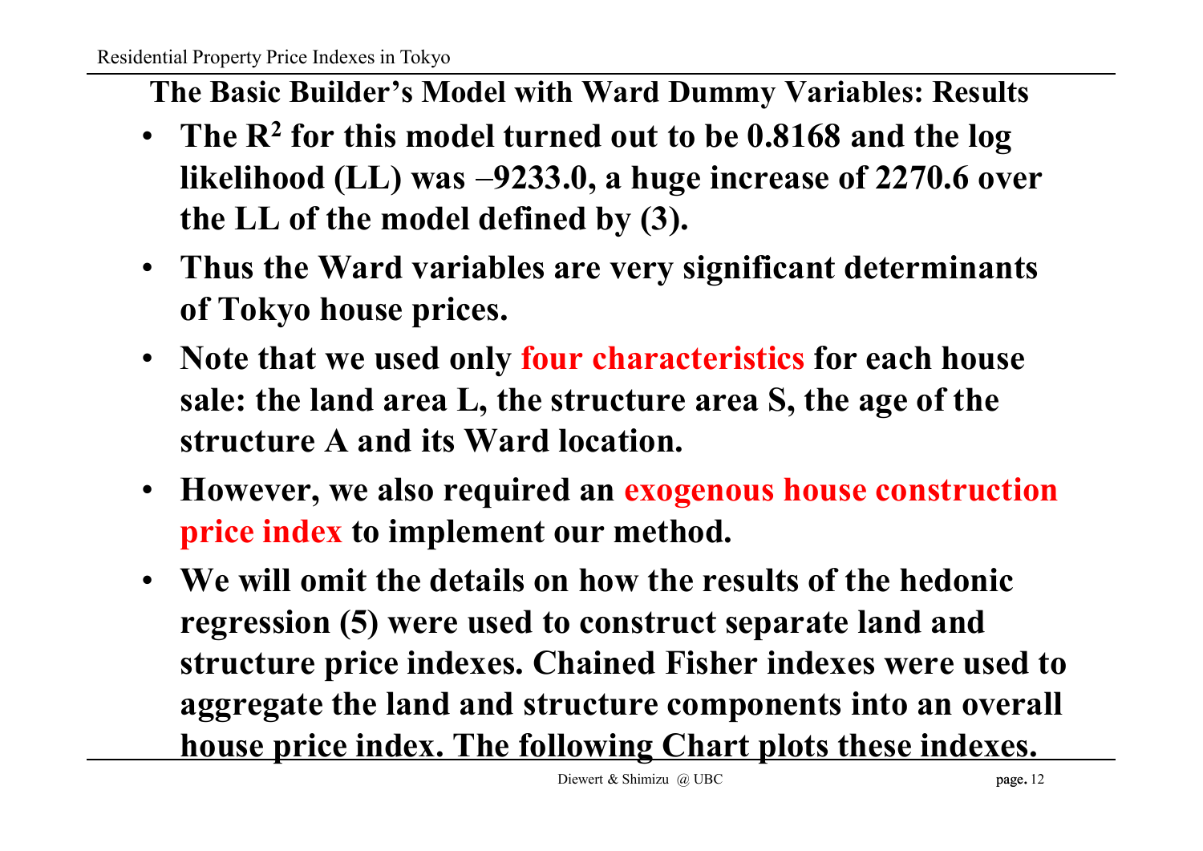## The Basic Builder's Model with Ward Dummy Variables: Results

- **The $R^2$ for this model turned out to be 0.8168 and the log likelihood (LL) was –9233.0, a huge increase of 2270.6 over the LL of the model defined by (3).**
- **Thus the Ward variables are very significant determinants of Tokyo house prices.**
- **Note that we used only four characteristics for each house sale: the land area L, the structure area S, the age of the structure A and its Ward location.**
- **However, we also required an exogenous house construction price index to implement our method.**
- **We will omit the details on how the results of the hedonic regression (5) were used to construct separate land and structure price indexes. Chained Fisher indexes were used to aggregate the land and structure components into an overall house price index. The following Chart plots these indexes.**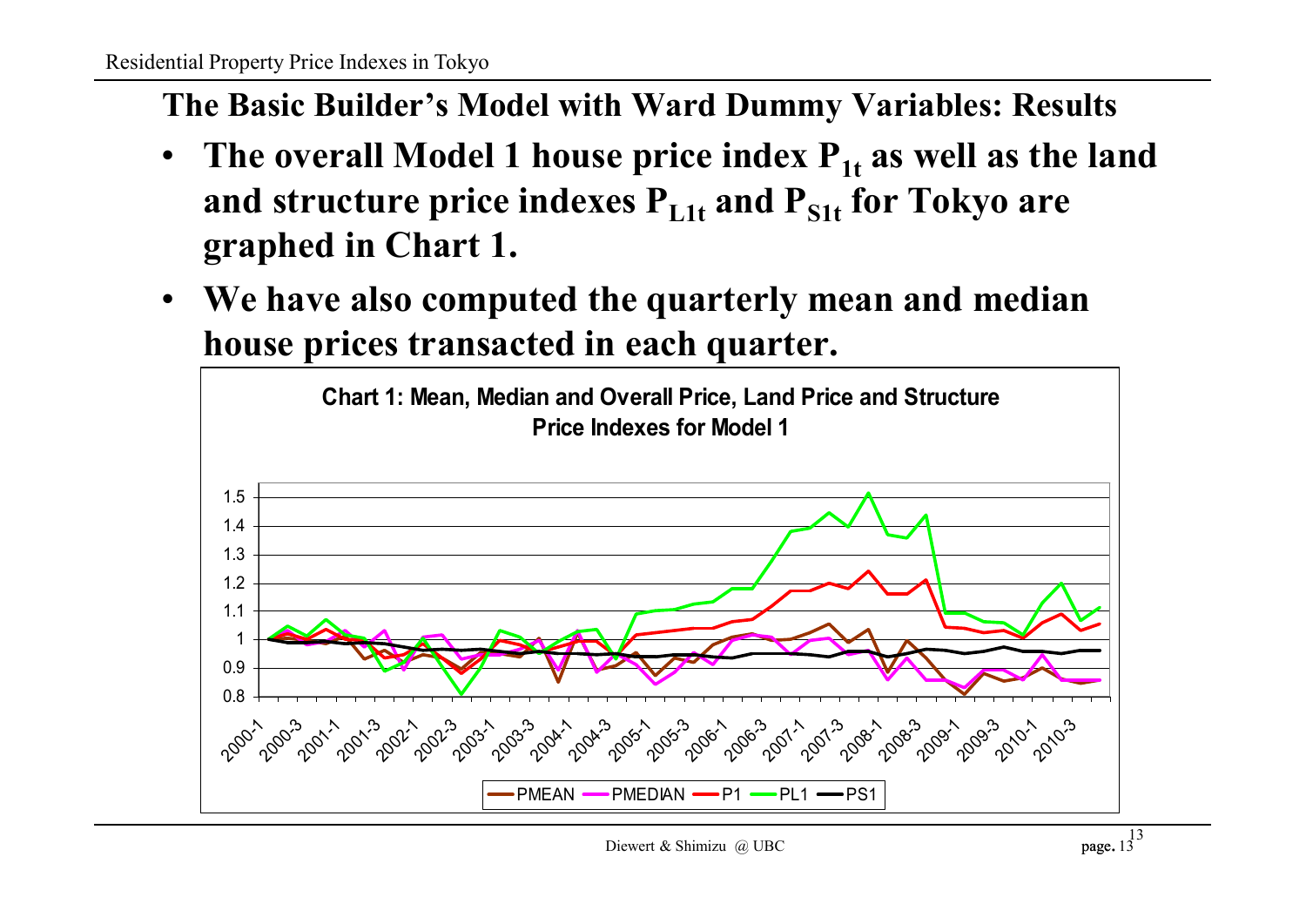## The Basic Builder's Model with Ward Dummy Variables: Results

- **The overall Model 1 house price index $P_{1t}$ as well as the land and structure price indexes $P_{L1t}$ and $P_{S1t}$ for Tokyo are graphed in Chart 1.**
- **We have also computed the quarterly mean and median house prices transacted in each quarter.**

**Chart 1: Mean, Median and Overall Price, Land Price and Structure Price Indexes for Model 1**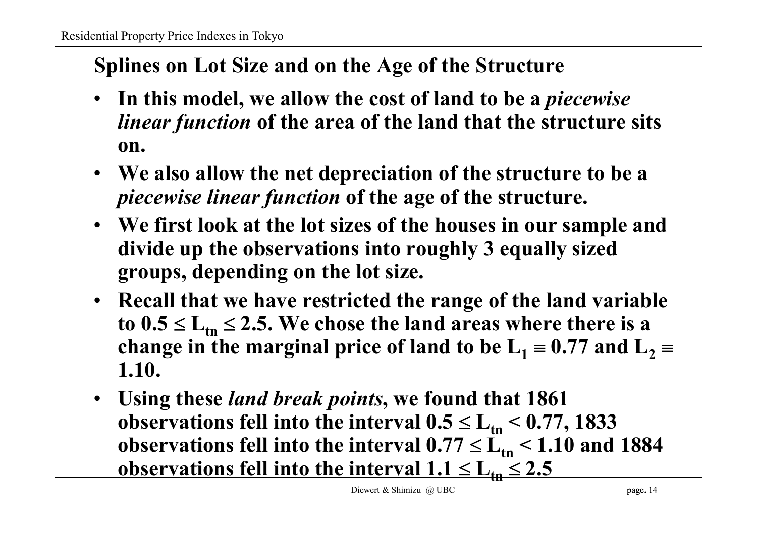## Splines on Lot Size and on the Age of the Structure

- **In this model, we allow the cost of land to be a *piecewise linear function* of the area of the land that the structure sits on.**
- **We also allow the net depreciation of the structure to be a *piecewise linear function* of the age of the structure.**
- **We first look at the lot sizes of the houses in our sample and divide up the observations into roughly 3 equally sized groups, depending on the lot size.**
- **Recall that we have restricted the range of the land variable to $0.5 \leq L_{tn} \leq 2.5$. We chose the land areas where there is a change in the marginal price of land to be $L_1 \equiv 0.77$ and $L_2 \equiv 1.10$.**
- **Using these *land break points*, we found that 1861 observations fell into the interval $0.5 \leq L_{tn} < 0.77$, 1833 observations fell into the interval $0.77 \leq L_{tn} < 1.10$ and 1884 observations fell into the interval $1.1 \leq L_{tn} \leq 2.5$**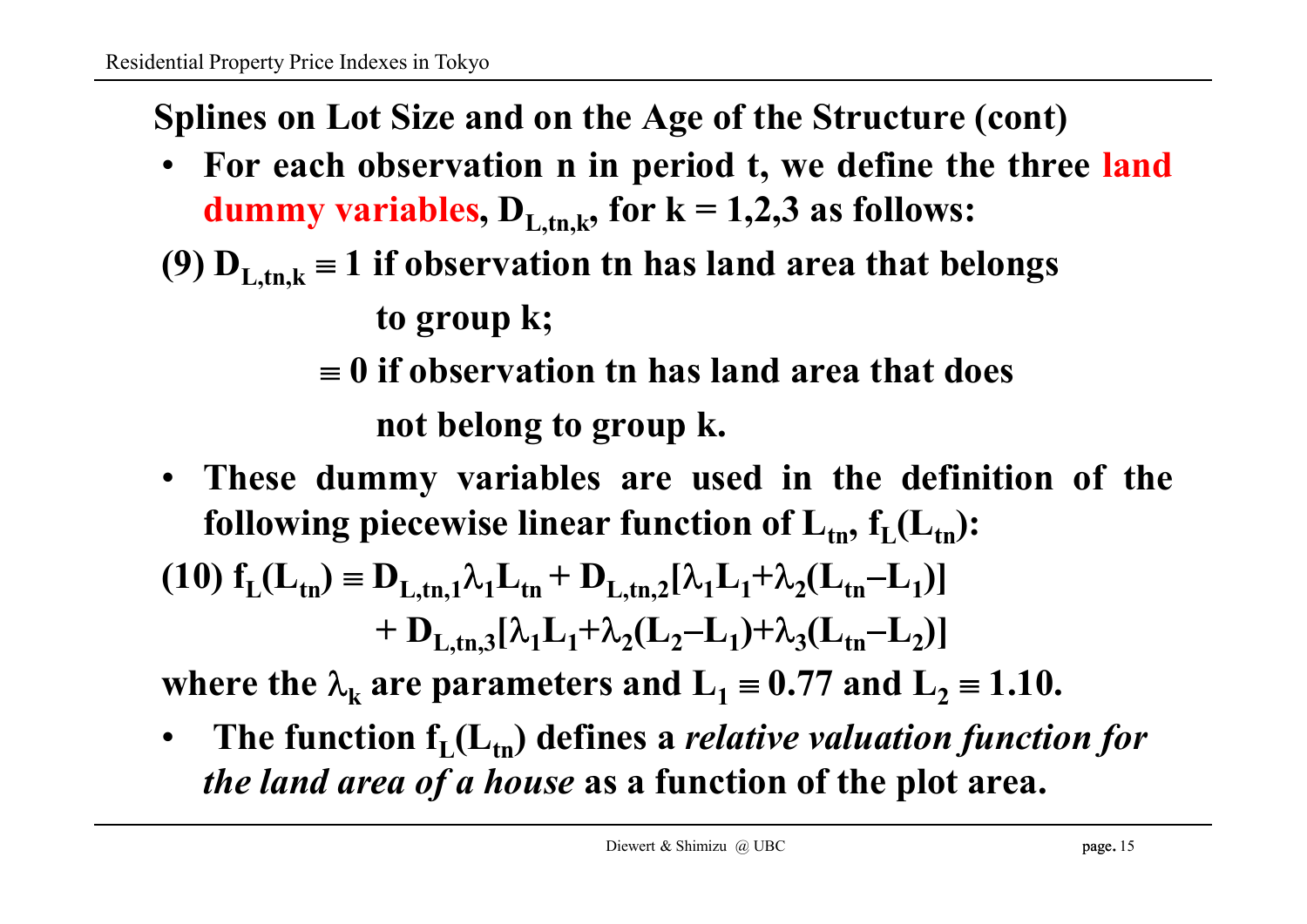## Splines on Lot Size and on the Age of the Structure (cont)

- **For each observation n in period t, we define the three land dummy variables, $D_{L,tn,k}$, for k = 1,2,3 as follows:**

**(9)** $D_{L,tn,k} \equiv 1$ **if observation tn has land area that belongs to group k;**

$\equiv 0$ **if observation tn has land area that does not belong to group k.**

- **These dummy variables are used in the definition of the following piecewise linear function of $L_{tn}$, $f_L(L_{tn})$:**

$$(10)\ f_L(L_{tn}) \equiv D_{L,tn,1}\lambda_1 L_{tn} + D_{L,tn,2}[\lambda_1 L_1 + \lambda_2(L_{tn} - L_1)] + D_{L,tn,3}[\lambda_1 L_1 + \lambda_2(L_2 - L_1) + \lambda_3(L_{tn} - L_2)]$$

**where the $\lambda_k$ are parameters and $L_1 \equiv 0.77$ and $L_2 \equiv 1.10$.**

- **The function $f_L(L_{tn})$ defines a *relative valuation function for the land area of a house* as a function of the plot area.**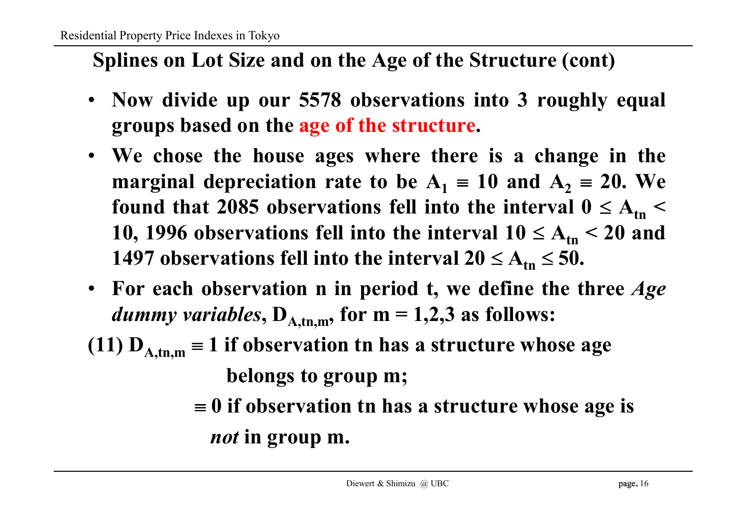## Splines on Lot Size and on the Age of the Structure (cont)

- **Now divide up our 5578 observations into 3 roughly equal groups based on the age of the structure.**
- **We chose the house ages where there is a change in the marginal depreciation rate to be $A_1 \equiv 10$ and $A_2 \equiv 20$. We found that 2085 observations fell into the interval $0 \leq A_{tn} < 10$, 1996 observations fell into the interval $10 \leq A_{tn} < 20$ and 1497 observations fell into the interval $20 \leq A_{tn} \leq 50$.**
- **For each observation n in period t, we define the three *Age dummy variables*, $D_{A,tn,m}$, for m = 1,2,3 as follows:**

**(11) $D_{A,tn,m} \equiv 1$ if observation tn has a structure whose age belongs to group m;**

**$\equiv 0$ if observation tn has a structure whose age is *not* in group m.**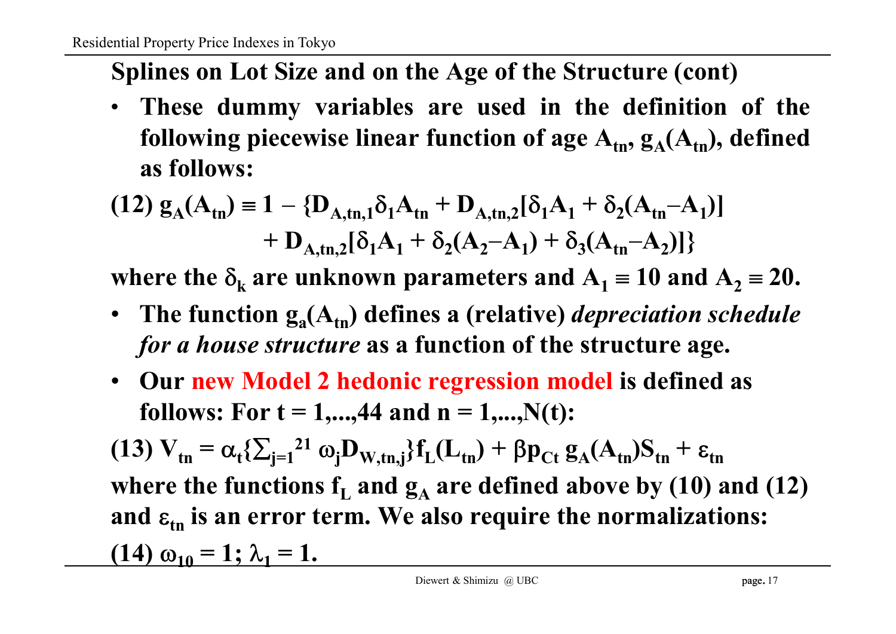## Splines on Lot Size and on the Age of the Structure (cont)

- **These dummy variables are used in the definition of the following piecewise linear function of age $A_{tn}$, $g_A(A_{tn})$, defined as follows:**

$$(12)\ g_A(A_{tn}) \equiv 1 - \{D_{A,tn,1}\delta_1 A_{tn} + D_{A,tn,2}[\delta_1 A_1 + \delta_2(A_{tn}-A_1)] + D_{A,tn,2}[\delta_1 A_1 + \delta_2(A_2-A_1) + \delta_3(A_{tn}-A_2)]\}$$

**where the $\delta_k$ are unknown parameters and $A_1 \equiv 10$ and $A_2 \equiv 20$.**

- **The function $g_a(A_{tn})$ defines a (relative) *depreciation schedule for a house structure* as a function of the structure age.**
- **Our new Model 2 hedonic regression model is defined as follows: For $t = 1,...,44$ and $n = 1,...,N(t)$:**

$$(13)\ V_{tn} = \alpha_t\{\textstyle\sum_{j=1}^{21} \omega_j D_{W,tn,j}\}f_L(L_{tn}) + \beta p_{Ct}\, g_A(A_{tn})S_{tn} + \varepsilon_{tn}$$

**where the functions $f_L$ and $g_A$ are defined above by (10) and (12) and $\varepsilon_{tn}$ is an error term. We also require the normalizations:**

$$(14)\ \omega_{10} = 1;\ \lambda_1 = 1.$$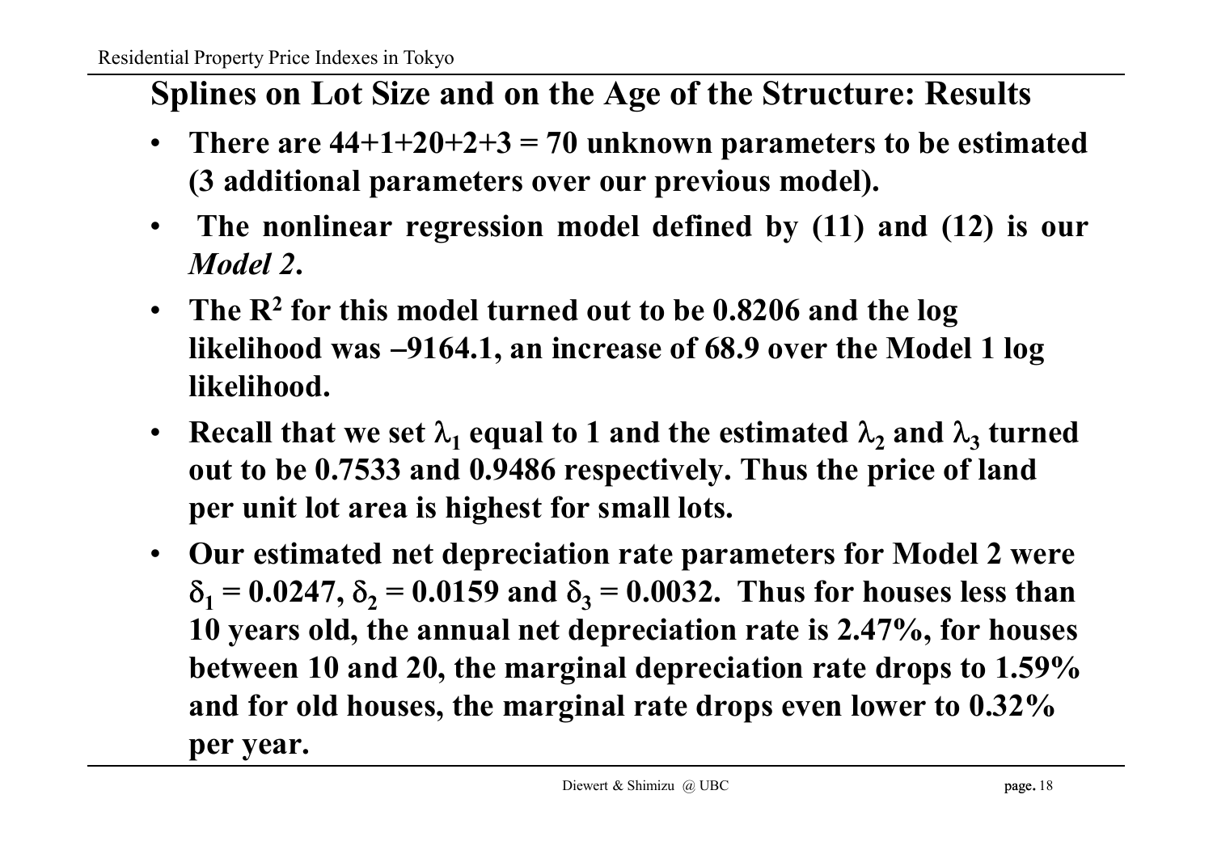## Splines on Lot Size and on the Age of the Structure: Results

- **There are 44+1+20+2+3 = 70 unknown parameters to be estimated (3 additional parameters over our previous model).**
- **The nonlinear regression model defined by (11) and (12) is our *Model 2*.**
- **The $R^2$ for this model turned out to be 0.8206 and the log likelihood was –9164.1, an increase of 68.9 over the Model 1 log likelihood.**
- **Recall that we set $\lambda_1$ equal to 1 and the estimated $\lambda_2$ and $\lambda_3$ turned out to be 0.7533 and 0.9486 respectively. Thus the price of land per unit lot area is highest for small lots.**
- **Our estimated net depreciation rate parameters for Model 2 were $\delta_1 = 0.0247$, $\delta_2 = 0.0159$ and $\delta_3 = 0.0032$. Thus for houses less than 10 years old, the annual net depreciation rate is 2.47%, for houses between 10 and 20, the marginal depreciation rate drops to 1.59% and for old houses, the marginal rate drops even lower to 0.32% per year.**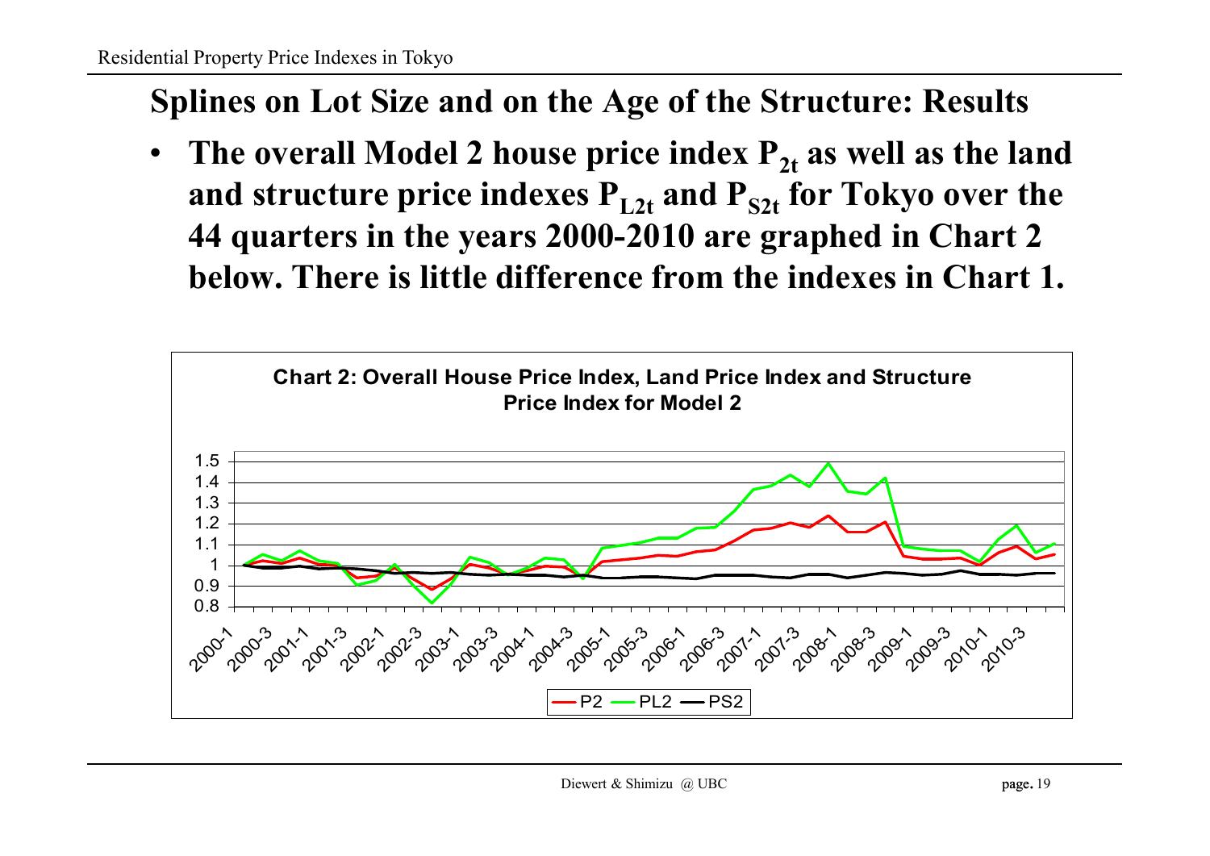## Splines on Lot Size and on the Age of the Structure: Results

- **The overall Model 2 house price index $P_{2t}$ as well as the land and structure price indexes $P_{L2t}$ and $P_{S2t}$ for Tokyo over the 44 quarters in the years 2000-2010 are graphed in Chart 2 below. There is little difference from the indexes in Chart 1.**

**Chart 2: Overall House Price Index, Land Price Index and Structure Price Index for Model 2**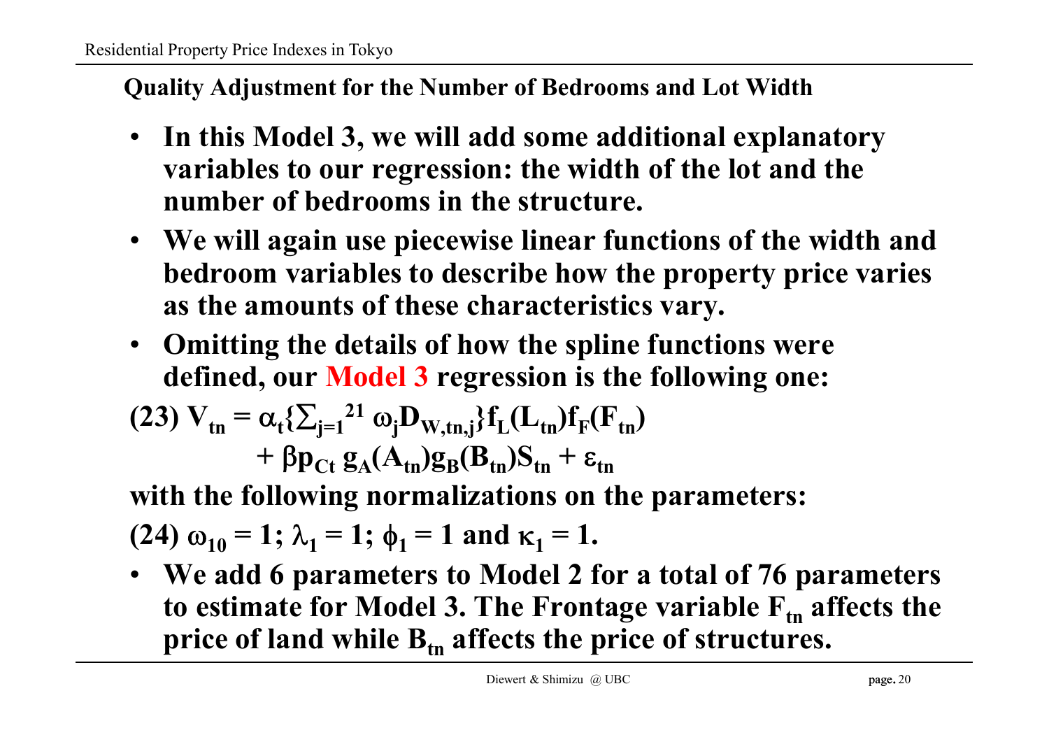## Quality Adjustment for the Number of Bedrooms and Lot Width

- **In this Model 3, we will add some additional explanatory variables to our regression: the width of the lot and the number of bedrooms in the structure.**
- **We will again use piecewise linear functions of the width and bedroom variables to describe how the property price varies as the amounts of these characteristics vary.**
- **Omitting the details of how the spline functions were defined, our Model 3 regression is the following one:**

$$(23)\ V_{tn} = \alpha_t\{\textstyle\sum_{j=1}^{21} \omega_j D_{W,tn,j}\} f_L(L_{tn}) f_F(F_{tn}) + \beta p_{Ct}\, g_A(A_{tn}) g_B(B_{tn}) S_{tn} + \varepsilon_{tn}$$

**with the following normalizations on the parameters:**

$$(24)\ \omega_{10} = 1;\ \lambda_1 = 1;\ \phi_1 = 1 \text{ and } \kappa_1 = 1.$$

- **We add 6 parameters to Model 2 for a total of 76 parameters to estimate for Model 3. The Frontage variable $F_{tn}$ affects the price of land while $B_{tn}$ affects the price of structures.**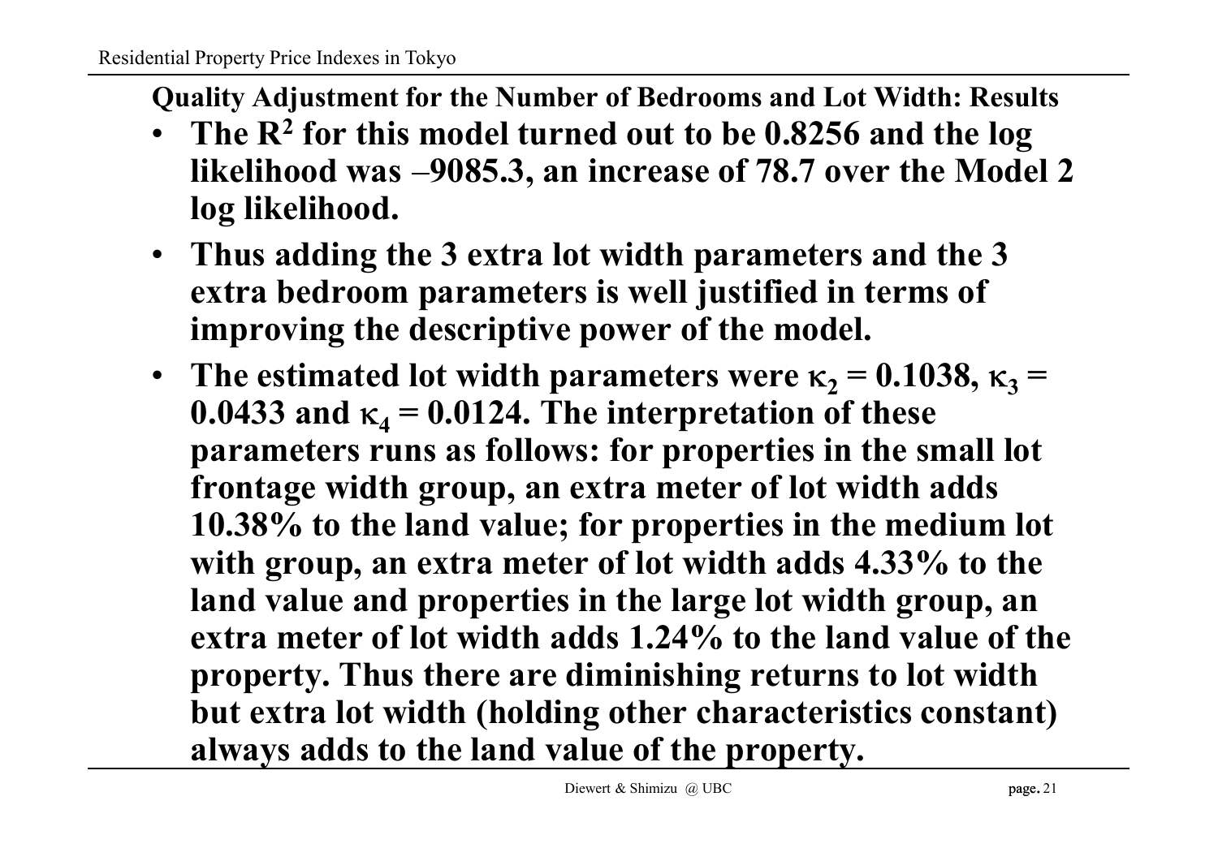## Quality Adjustment for the Number of Bedrooms and Lot Width: Results

- **The $R^2$ for this model turned out to be 0.8256 and the log likelihood was –9085.3, an increase of 78.7 over the Model 2 log likelihood.**
- **Thus adding the 3 extra lot width parameters and the 3 extra bedroom parameters is well justified in terms of improving the descriptive power of the model.**
- **The estimated lot width parameters were $\kappa_2 = 0.1038$, $\kappa_3 = 0.0433$ and $\kappa_4 = 0.0124$. The interpretation of these parameters runs as follows: for properties in the small lot frontage width group, an extra meter of lot width adds 10.38% to the land value; for properties in the medium lot with group, an extra meter of lot width adds 4.33% to the land value and properties in the large lot width group, an extra meter of lot width adds 1.24% to the land value of the property. Thus there are diminishing returns to lot width but extra lot width (holding other characteristics constant) always adds to the land value of the property.**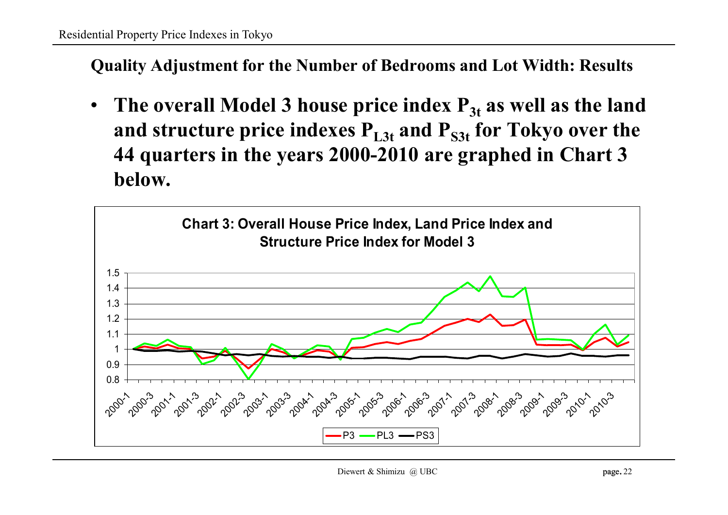## Quality Adjustment for the Number of Bedrooms and Lot Width: Results

- **The overall Model 3 house price index $P_{3t}$ as well as the land and structure price indexes $P_{L3t}$ and $P_{S3t}$ for Tokyo over the 44 quarters in the years 2000-2010 are graphed in Chart 3 below.**

**Chart 3: Overall House Price Index, Land Price Index and Structure Price Index for Model 3**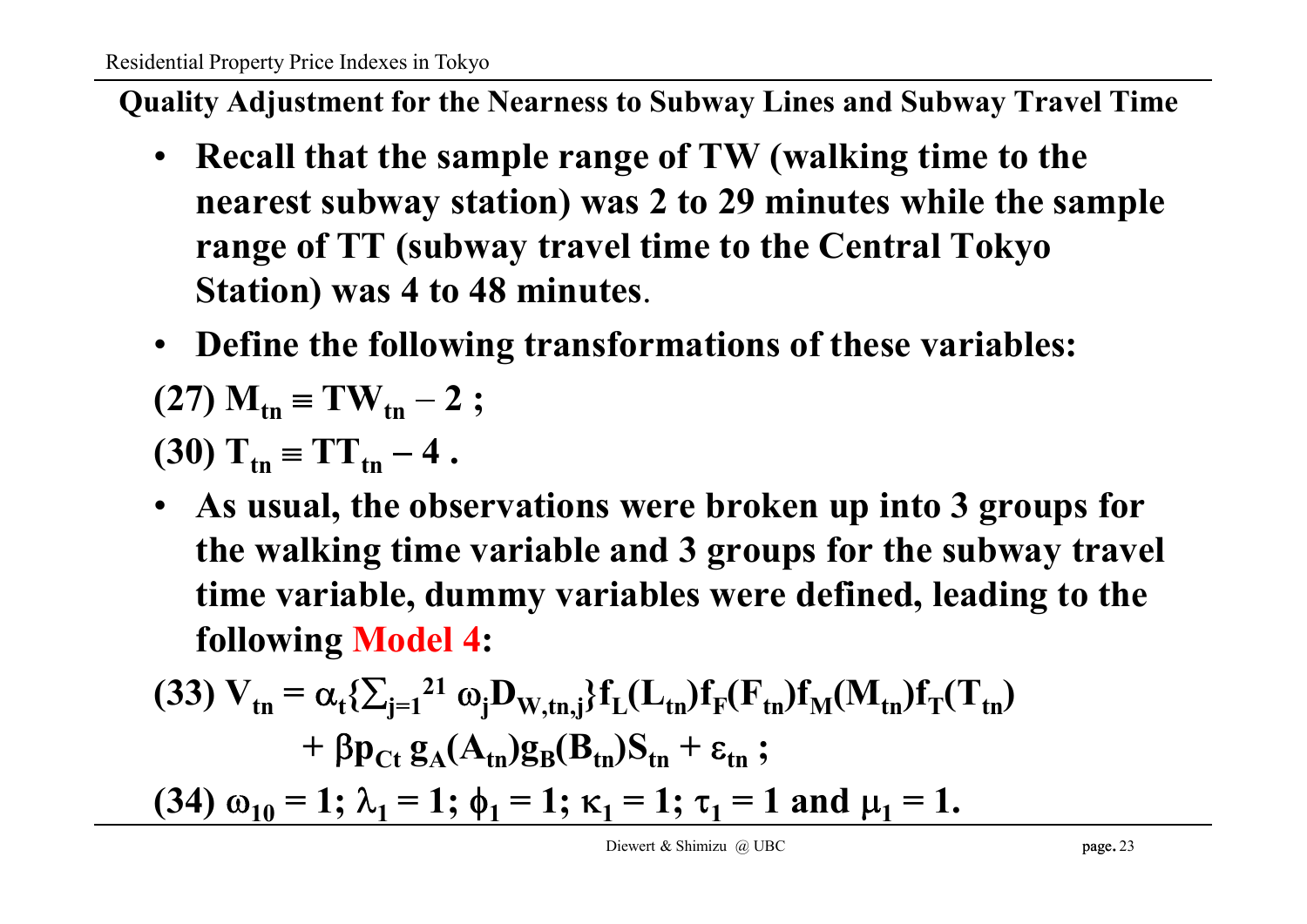## Quality Adjustment for the Nearness to Subway Lines and Subway Travel Time

- **Recall that the sample range of TW (walking time to the nearest subway station) was 2 to 29 minutes while the sample range of TT (subway travel time to the Central Tokyo Station) was 4 to 48 minutes.**
- **Define the following transformations of these variables:**

$$(27)\ M_{tn} \equiv TW_{tn} - 2\ ;$$

$$(30)\ T_{tn} \equiv TT_{tn} - 4\ .$$

- **As usual, the observations were broken up into 3 groups for the walking time variable and 3 groups for the subway travel time variable, dummy variables were defined, leading to the following Model 4:**

$$(33)\ V_{tn} = \alpha_t\{\textstyle\sum_{j=1}^{21} \omega_j D_{W,tn,j}\} f_L(L_{tn}) f_F(F_{tn}) f_M(M_{tn}) f_T(T_{tn}) + \beta p_{Ct}\, g_A(A_{tn}) g_B(B_{tn}) S_{tn} + \varepsilon_{tn}\ ;$$

$$(34)\ \omega_{10} = 1;\ \lambda_1 = 1;\ \phi_1 = 1;\ \kappa_1 = 1;\ \tau_1 = 1 \text{ and } \mu_1 = 1.$$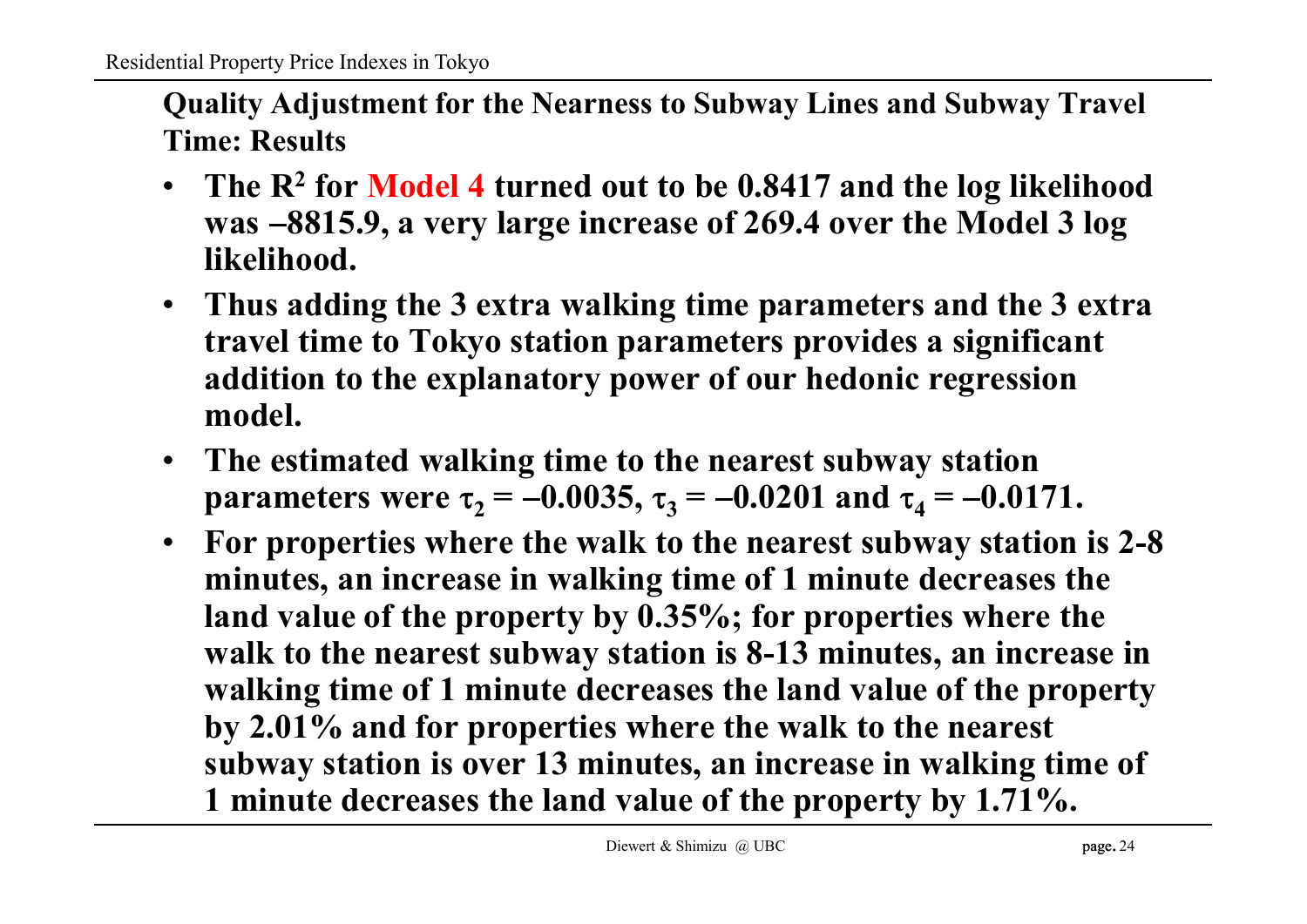## Quality Adjustment for the Nearness to Subway Lines and Subway Travel Time: Results

- **The $R^2$ for Model 4 turned out to be 0.8417 and the log likelihood was –8815.9, a very large increase of 269.4 over the Model 3 log likelihood.**
- **Thus adding the 3 extra walking time parameters and the 3 extra travel time to Tokyo station parameters provides a significant addition to the explanatory power of our hedonic regression model.**
- **The estimated walking time to the nearest subway station parameters were $\tau_2 = -0.0035$, $\tau_3 = -0.0201$ and $\tau_4 = -0.0171$.**
- **For properties where the walk to the nearest subway station is 2-8 minutes, an increase in walking time of 1 minute decreases the land value of the property by 0.35%; for properties where the walk to the nearest subway station is 8-13 minutes, an increase in walking time of 1 minute decreases the land value of the property by 2.01% and for properties where the walk to the nearest subway station is over 13 minutes, an increase in walking time of 1 minute decreases the land value of the property by 1.71%.**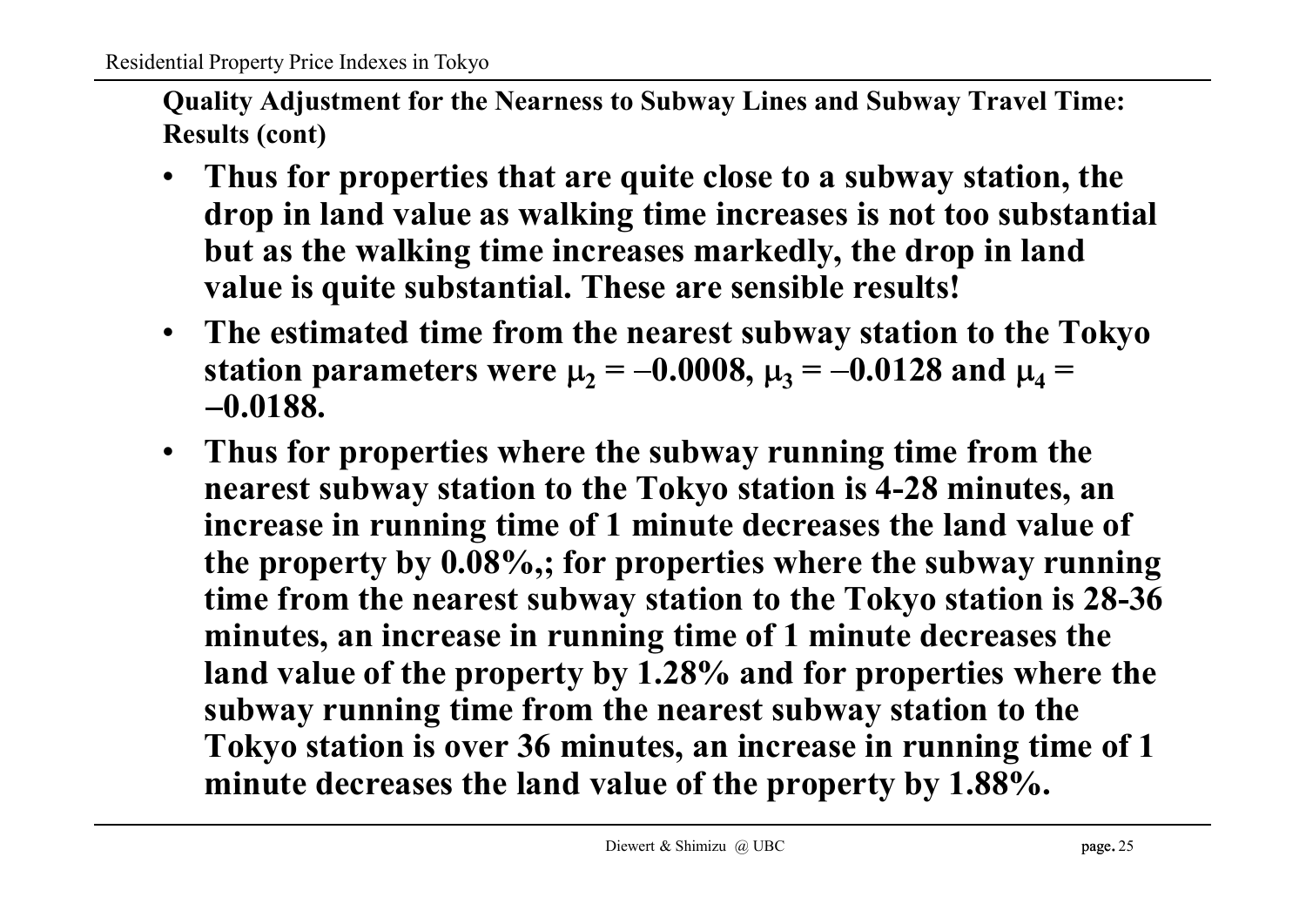**Quality Adjustment for the Nearness to Subway Lines and Subway Travel Time: Results (cont)**

- **Thus for properties that are quite close to a subway station, the drop in land value as walking time increases is not too substantial but as the walking time increases markedly, the drop in land value is quite substantial. These are sensible results!**
- **The estimated time from the nearest subway station to the Tokyo station parameters were $\mu_2 = -0.0008$, $\mu_3 = -0.0128$ and $\mu_4 = -0.0188$.**
- **Thus for properties where the subway running time from the nearest subway station to the Tokyo station is 4-28 minutes, an increase in running time of 1 minute decreases the land value of the property by 0.08%,; for properties where the subway running time from the nearest subway station to the Tokyo station is 28-36 minutes, an increase in running time of 1 minute decreases the land value of the property by 1.28% and for properties where the subway running time from the nearest subway station to the Tokyo station is over 36 minutes, an increase in running time of 1 minute decreases the land value of the property by 1.88%.**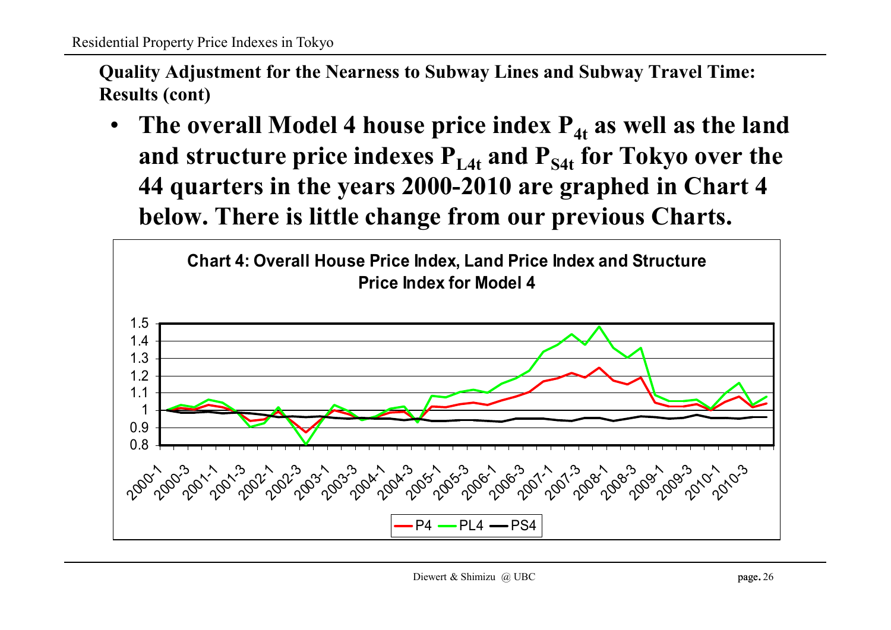**Quality Adjustment for the Nearness to Subway Lines and Subway Travel Time: Results (cont)**

- **The overall Model 4 house price index $P_{4t}$ as well as the land and structure price indexes $P_{L4t}$ and $P_{S4t}$ for Tokyo over the 44 quarters in the years 2000-2010 are graphed in Chart 4 below. There is little change from our previous Charts.**

**Chart 4: Overall House Price Index, Land Price Index and Structure Price Index for Model 4**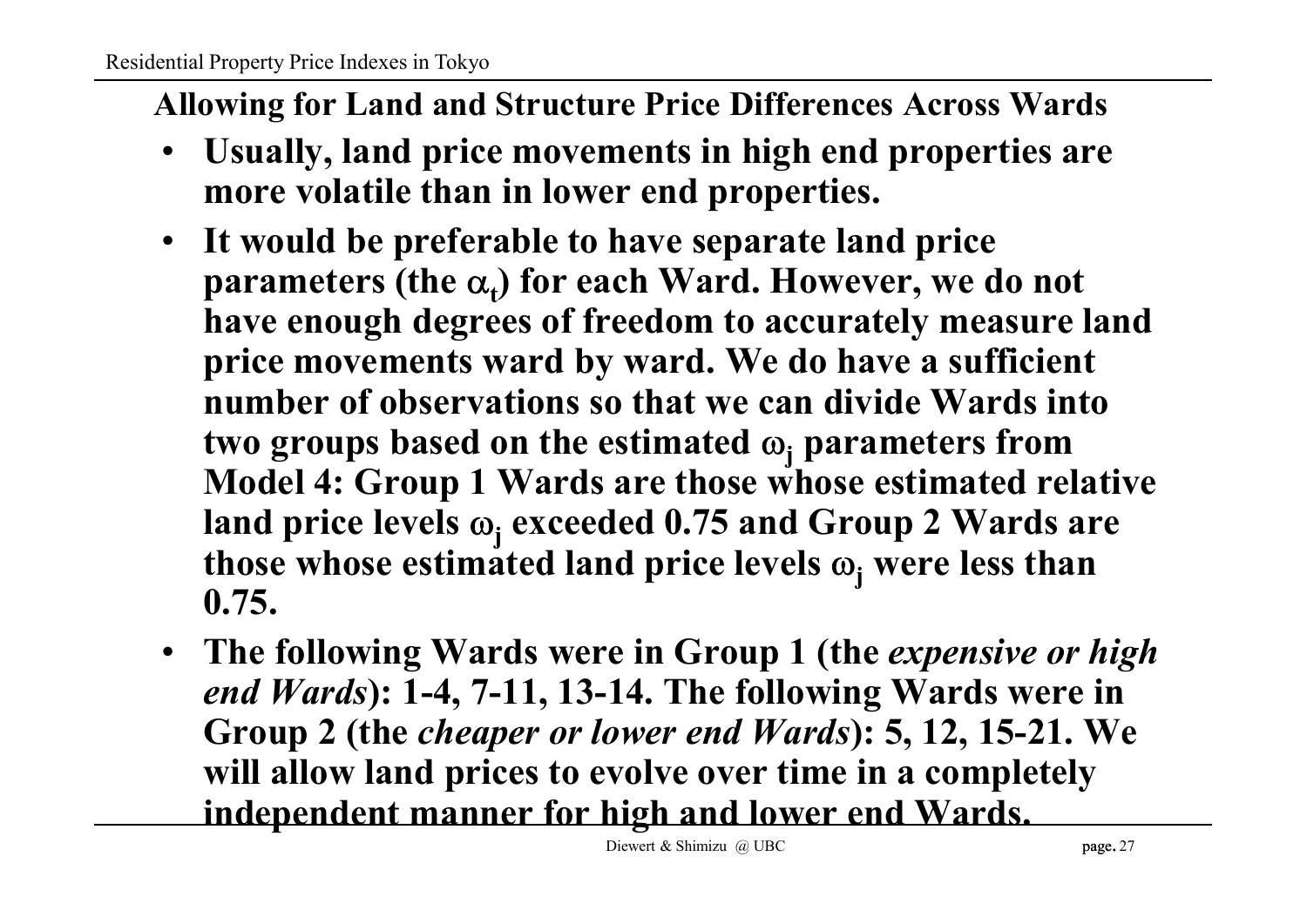## Allowing for Land and Structure Price Differences Across Wards

- **Usually, land price movements in high end properties are more volatile than in lower end properties.**
- **It would be preferable to have separate land price parameters (the $\alpha_t$) for each Ward. However, we do not have enough degrees of freedom to accurately measure land price movements ward by ward. We do have a sufficient number of observations so that we can divide Wards into two groups based on the estimated $\omega_j$ parameters from Model 4: Group 1 Wards are those whose estimated relative land price levels $\omega_j$ exceeded 0.75 and Group 2 Wards are those whose estimated land price levels $\omega_j$ were less than 0.75.**
- **The following Wards were in Group 1 (the *expensive or high end Wards*): 1-4, 7-11, 13-14. The following Wards were in Group 2 (the *cheaper or lower end Wards*): 5, 12, 15-21. We will allow land prices to evolve over time in a completely independent manner for high and lower end Wards.**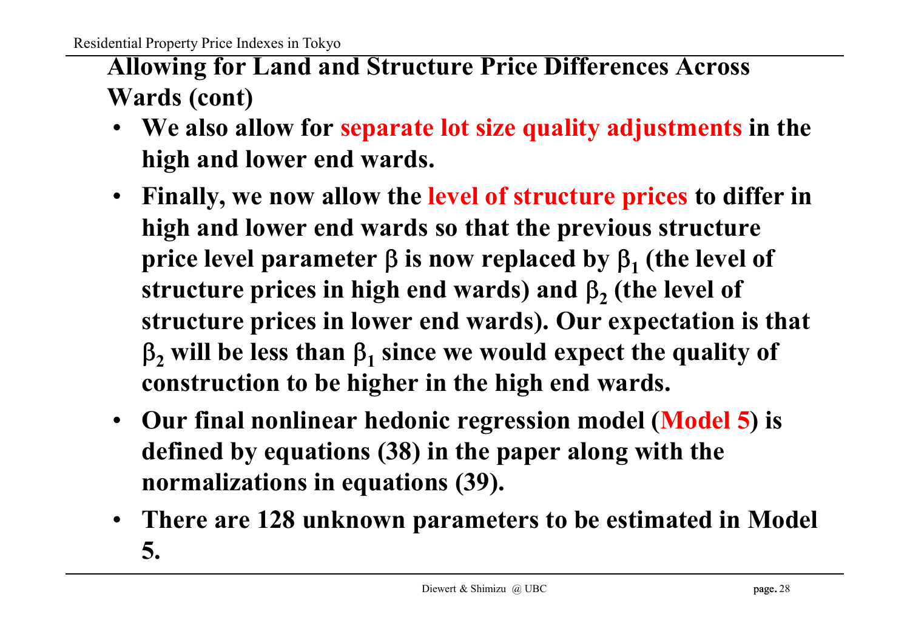## Allowing for Land and Structure Price Differences Across Wards (cont)

- **We also allow for separate lot size quality adjustments in the high and lower end wards.**
- **Finally, we now allow the level of structure prices to differ in high and lower end wards so that the previous structure price level parameter $\beta$ is now replaced by $\beta_1$ (the level of structure prices in high end wards) and $\beta_2$ (the level of structure prices in lower end wards). Our expectation is that $\beta_2$ will be less than $\beta_1$ since we would expect the quality of construction to be higher in the high end wards.**
- **Our final nonlinear hedonic regression model (Model 5) is defined by equations (38) in the paper along with the normalizations in equations (39).**
- **There are 128 unknown parameters to be estimated in Model 5.**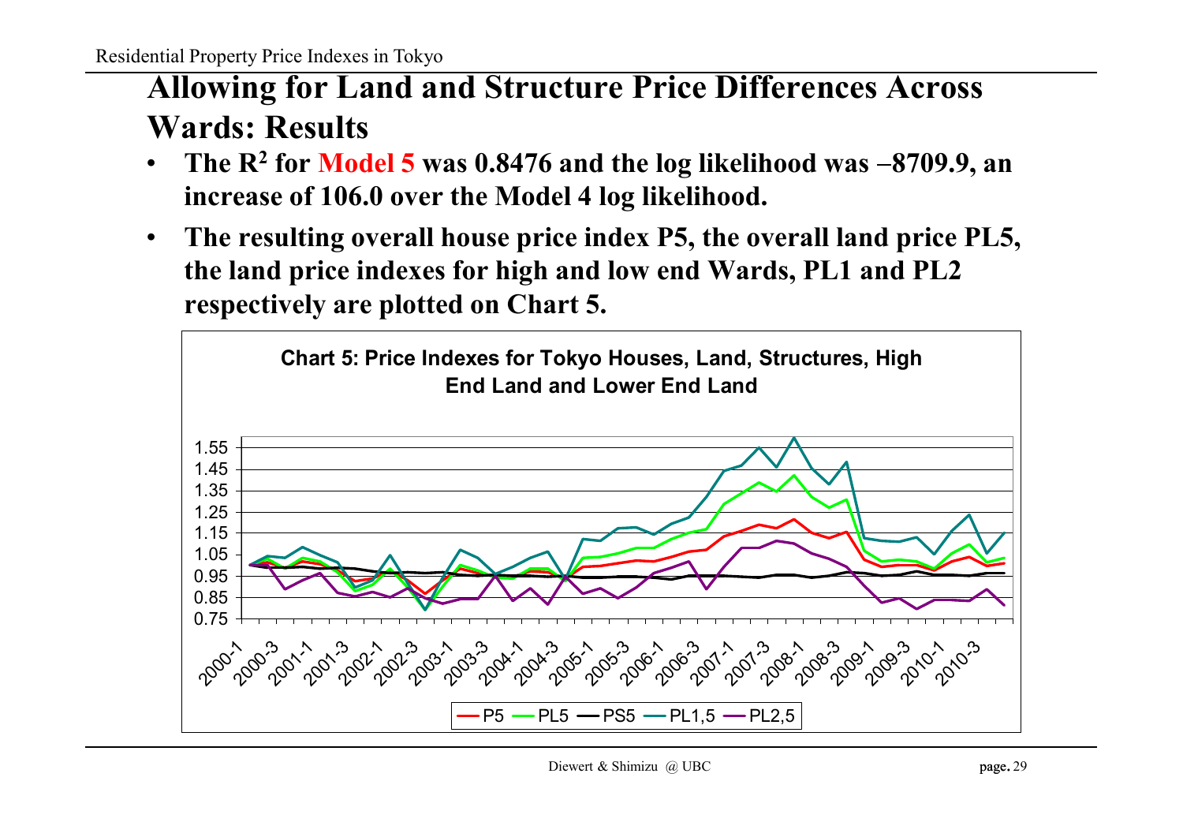# Allowing for Land and Structure Price Differences Across Wards: Results

- **The $R^2$ for Model 5 was 0.8476 and the log likelihood was −8709.9, an increase of 106.0 over the Model 4 log likelihood.**
- **The resulting overall house price index P5, the overall land price PL5, the land price indexes for high and low end Wards, PL1 and PL2 respectively are plotted on Chart 5.**

**Chart 5: Price Indexes for Tokyo Houses, Land, Structures, High End Land and Lower End Land**

Legend: P5, PL5, PS5, PL1,5, PL2,5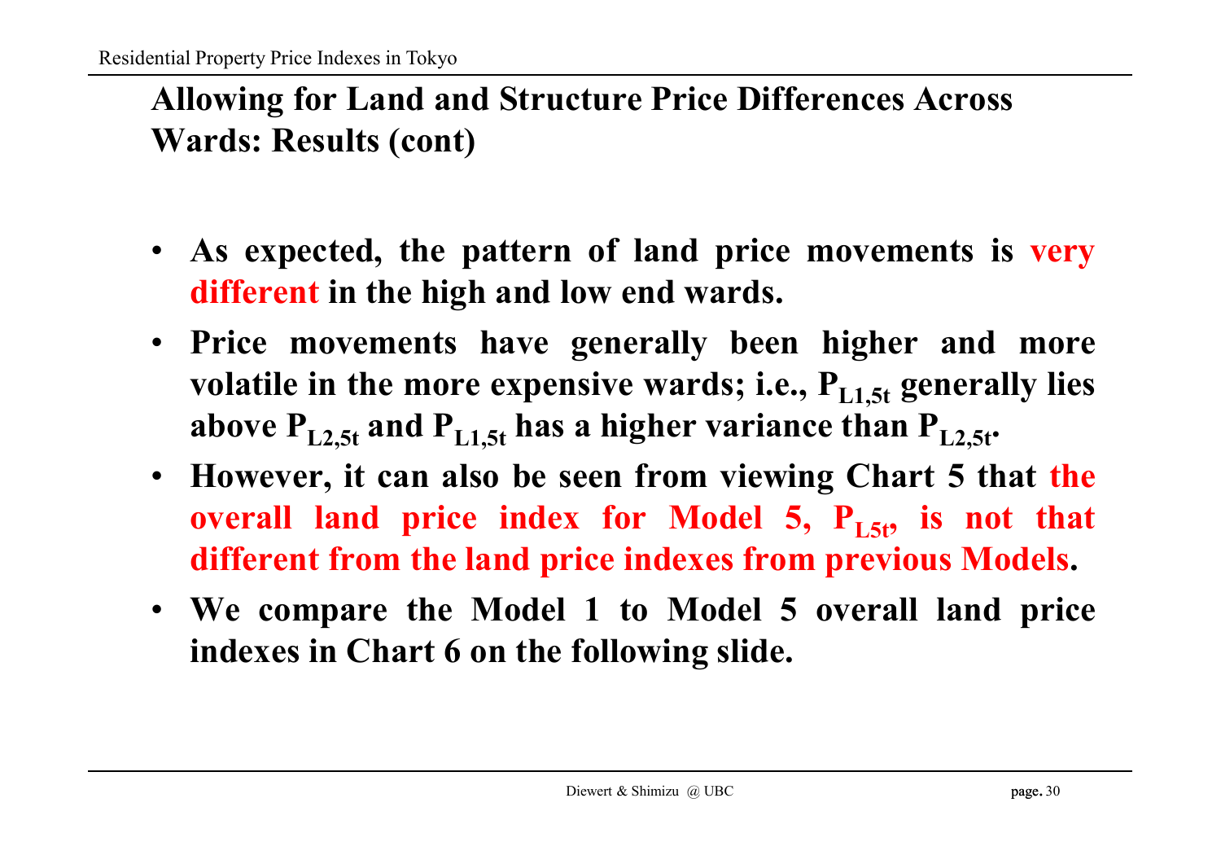## Allowing for Land and Structure Price Differences Across Wards: Results (cont)

- **As expected, the pattern of land price movements is very different in the high and low end wards.**
- **Price movements have generally been higher and more volatile in the more expensive wards; i.e., $P_{L1,5t}$ generally lies above $P_{L2,5t}$ and $P_{L1,5t}$ has a higher variance than $P_{L2,5t}$.**
- **However, it can also be seen from viewing Chart 5 that the overall land price index for Model 5, $P_{L5t}$, is not that different from the land price indexes from previous Models.**
- **We compare the Model 1 to Model 5 overall land price indexes in Chart 6 on the following slide.**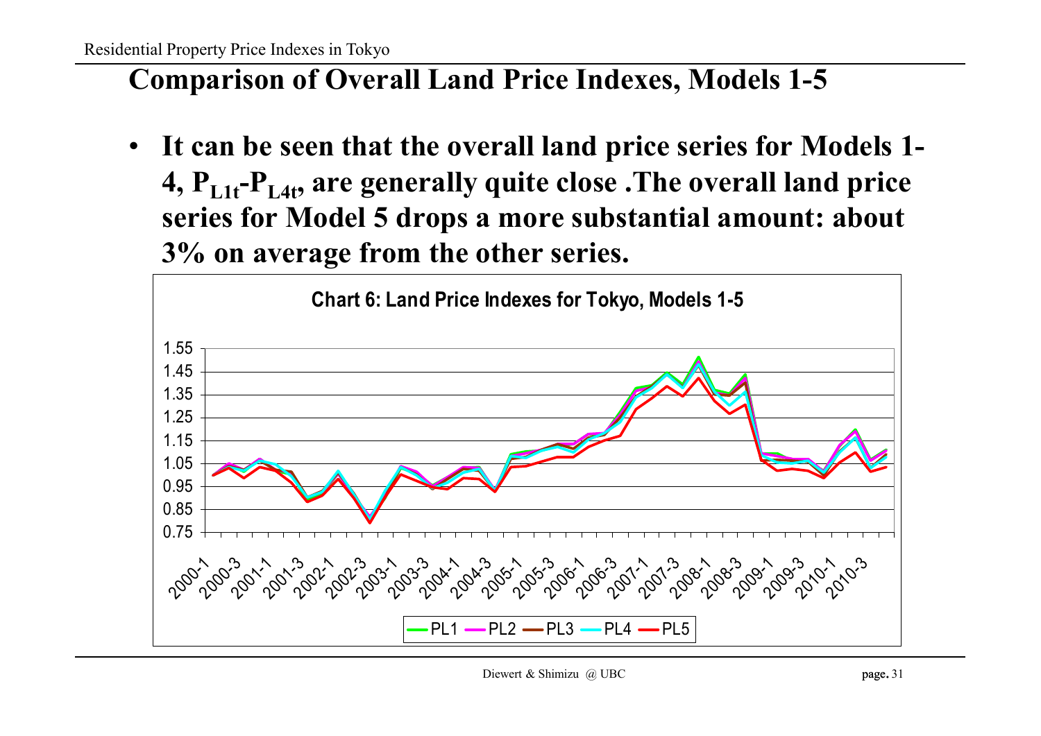# Comparison of Overall Land Price Indexes, Models 1-5

- **It can be seen that the overall land price series for Models 1-4, $P_{L1t}$-$P_{L4t}$, are generally quite close .The overall land price series for Model 5 drops a more substantial amount: about 3% on average from the other series.**

**Chart 6: Land Price Indexes for Tokyo, Models 1-5**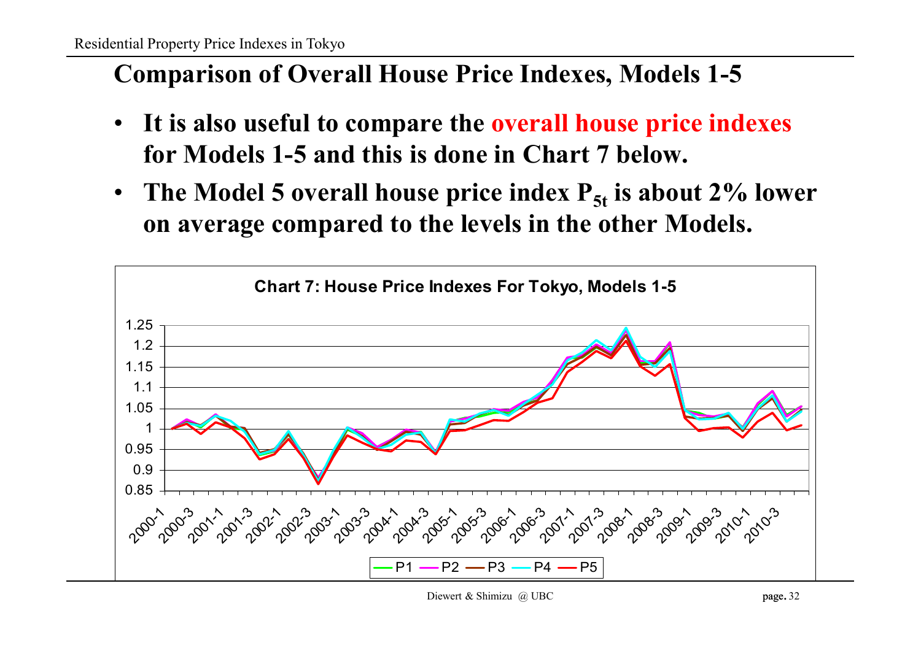## Comparison of Overall House Price Indexes, Models 1-5

- **It is also useful to compare the overall house price indexes for Models 1-5 and this is done in Chart 7 below.**
- **The Model 5 overall house price index $P_{5t}$ is about 2% lower on average compared to the levels in the other Models.**

**Chart 7: House Price Indexes For Tokyo, Models 1-5**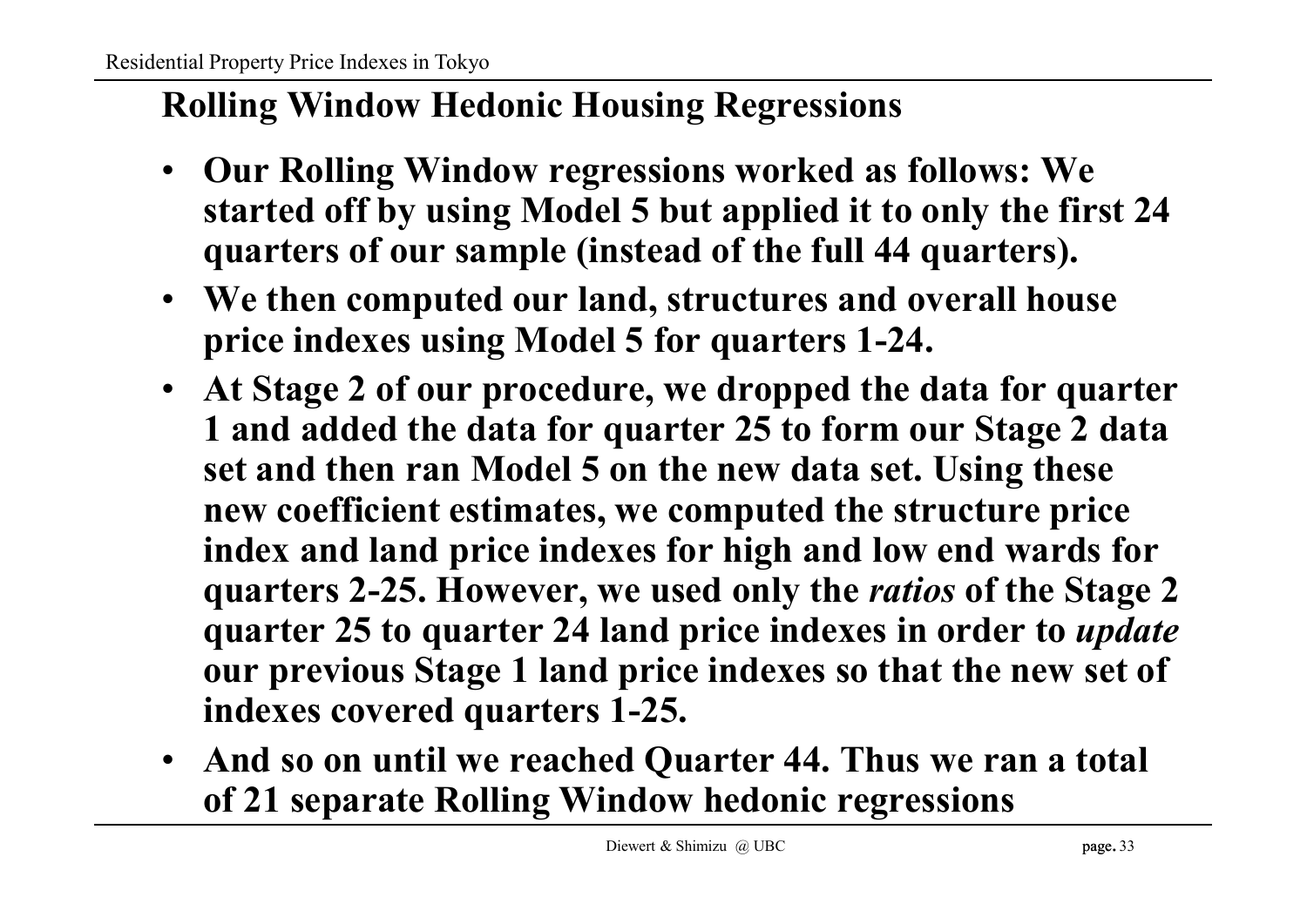## Rolling Window Hedonic Housing Regressions

- **Our Rolling Window regressions worked as follows: We started off by using Model 5 but applied it to only the first 24 quarters of our sample (instead of the full 44 quarters).**
- **We then computed our land, structures and overall house price indexes using Model 5 for quarters 1-24.**
- **At Stage 2 of our procedure, we dropped the data for quarter 1 and added the data for quarter 25 to form our Stage 2 data set and then ran Model 5 on the new data set. Using these new coefficient estimates, we computed the structure price index and land price indexes for high and low end wards for quarters 2-25. However, we used only the *ratios* of the Stage 2 quarter 25 to quarter 24 land price indexes in order to *update* our previous Stage 1 land price indexes so that the new set of indexes covered quarters 1-25.**
- **And so on until we reached Quarter 44. Thus we ran a total of 21 separate Rolling Window hedonic regressions**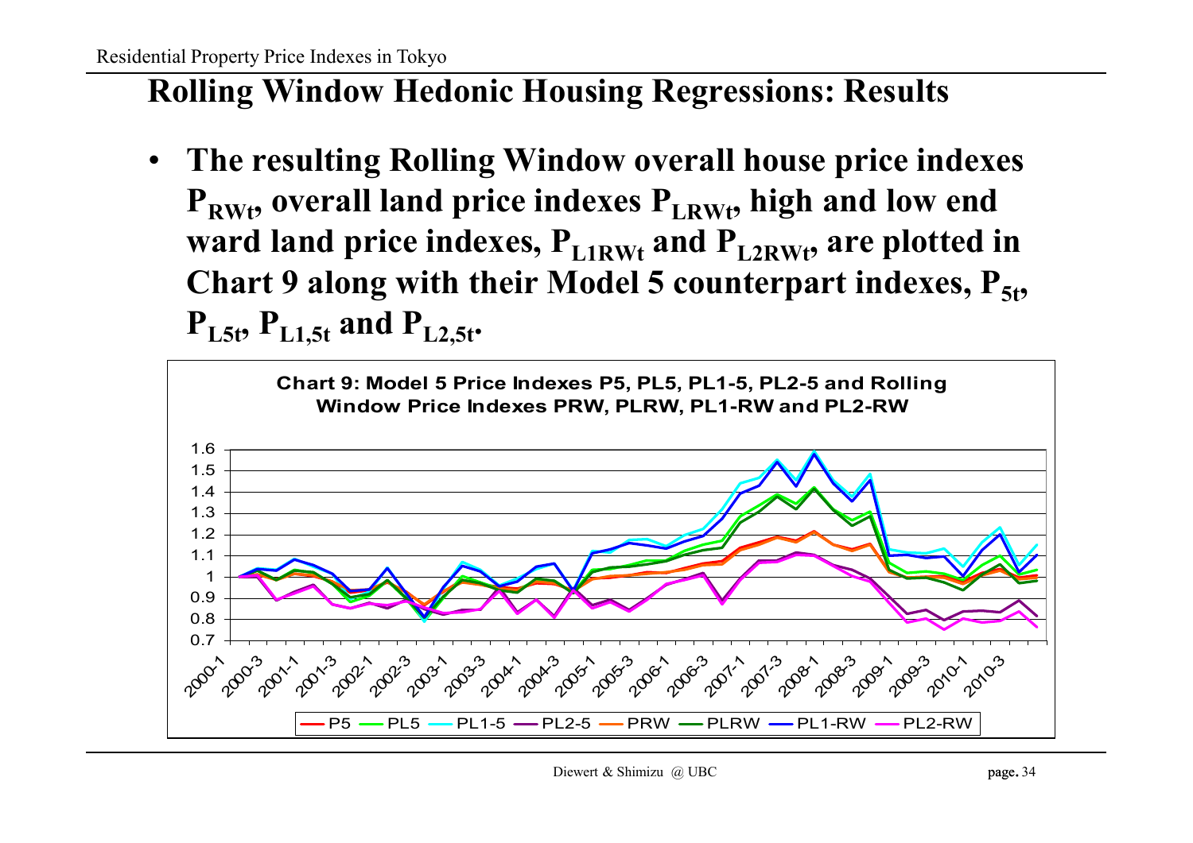## Rolling Window Hedonic Housing Regressions: Results

- The resulting Rolling Window overall house price indexes $P_{RWt}$, overall land price indexes $P_{LRWt}$, high and low end ward land price indexes, $P_{L1RWt}$ and $P_{L2RWt}$, are plotted in Chart 9 along with their Model 5 counterpart indexes, $P_{5t}$, $P_{L5t}$, $P_{L1,5t}$ and $P_{L2,5t}$.

Chart 9: Model 5 Price Indexes P5, PL5, PL1-5, PL2-5 and Rolling Window Price Indexes PRW, PLRW, PL1-RW and PL2-RW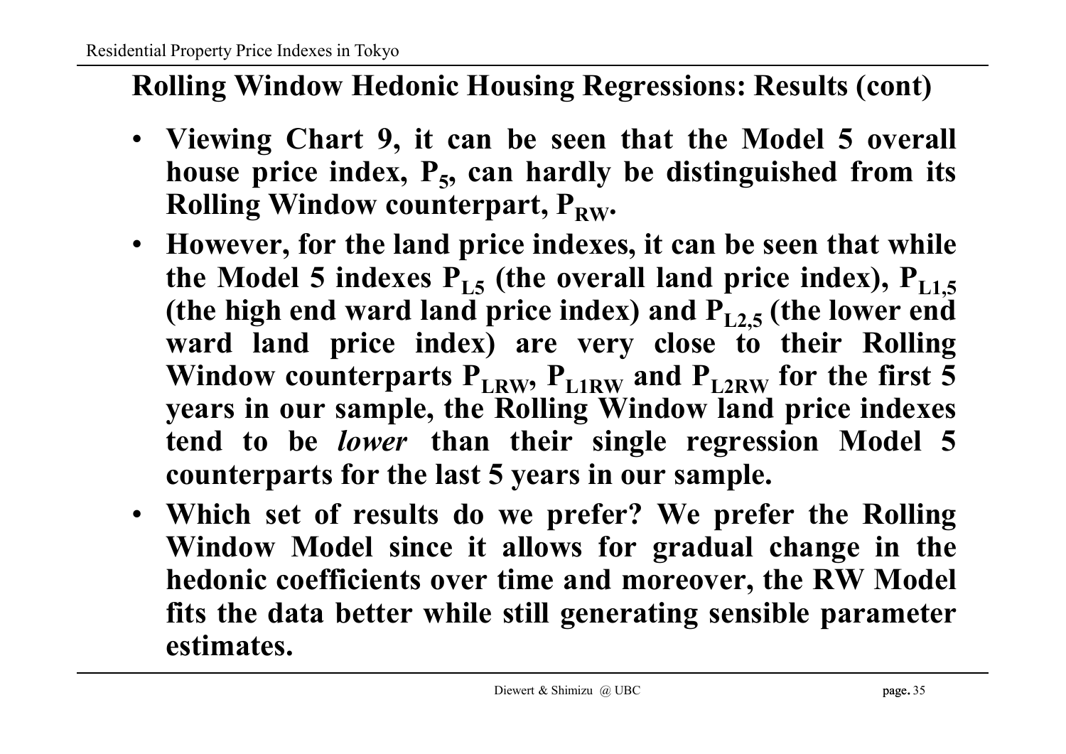## Rolling Window Hedonic Housing Regressions: Results (cont)

- **Viewing Chart 9, it can be seen that the Model 5 overall house price index, $P_5$, can hardly be distinguished from its Rolling Window counterpart, $P_{RW}$.**
- **However, for the land price indexes, it can be seen that while the Model 5 indexes $P_{L5}$ (the overall land price index), $P_{L1,5}$ (the high end ward land price index) and $P_{L2,5}$ (the lower end ward land price index) are very close to their Rolling Window counterparts $P_{LRW}$, $P_{L1RW}$ and $P_{L2RW}$ for the first 5 years in our sample, the Rolling Window land price indexes tend to be *lower* than their single regression Model 5 counterparts for the last 5 years in our sample.**
- **Which set of results do we prefer? We prefer the Rolling Window Model since it allows for gradual change in the hedonic coefficients over time and moreover, the RW Model fits the data better while still generating sensible parameter estimates.**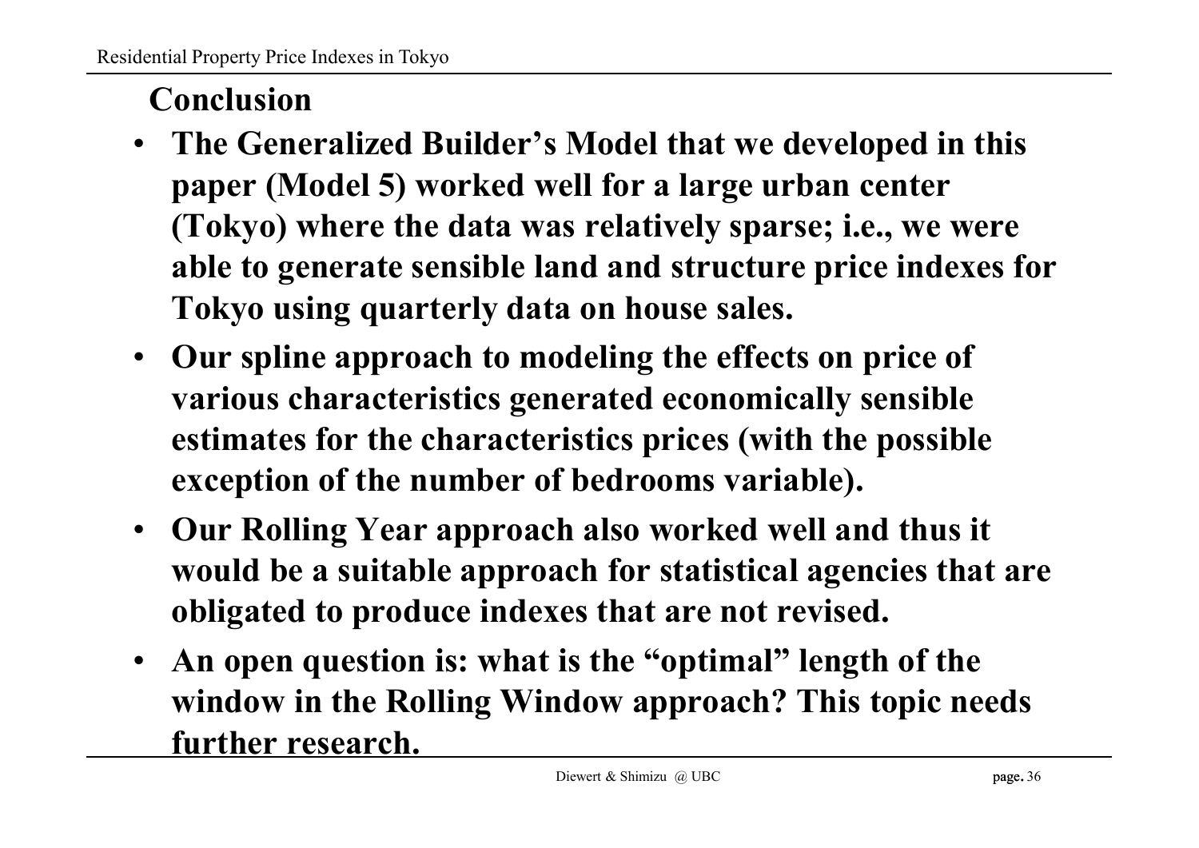## Conclusion

- **The Generalized Builder's Model that we developed in this paper (Model 5) worked well for a large urban center (Tokyo) where the data was relatively sparse; i.e., we were able to generate sensible land and structure price indexes for Tokyo using quarterly data on house sales.**
- **Our spline approach to modeling the effects on price of various characteristics generated economically sensible estimates for the characteristics prices (with the possible exception of the number of bedrooms variable).**
- **Our Rolling Year approach also worked well and thus it would be a suitable approach for statistical agencies that are obligated to produce indexes that are not revised.**
- **An open question is: what is the "optimal" length of the window in the Rolling Window approach? This topic needs further research.**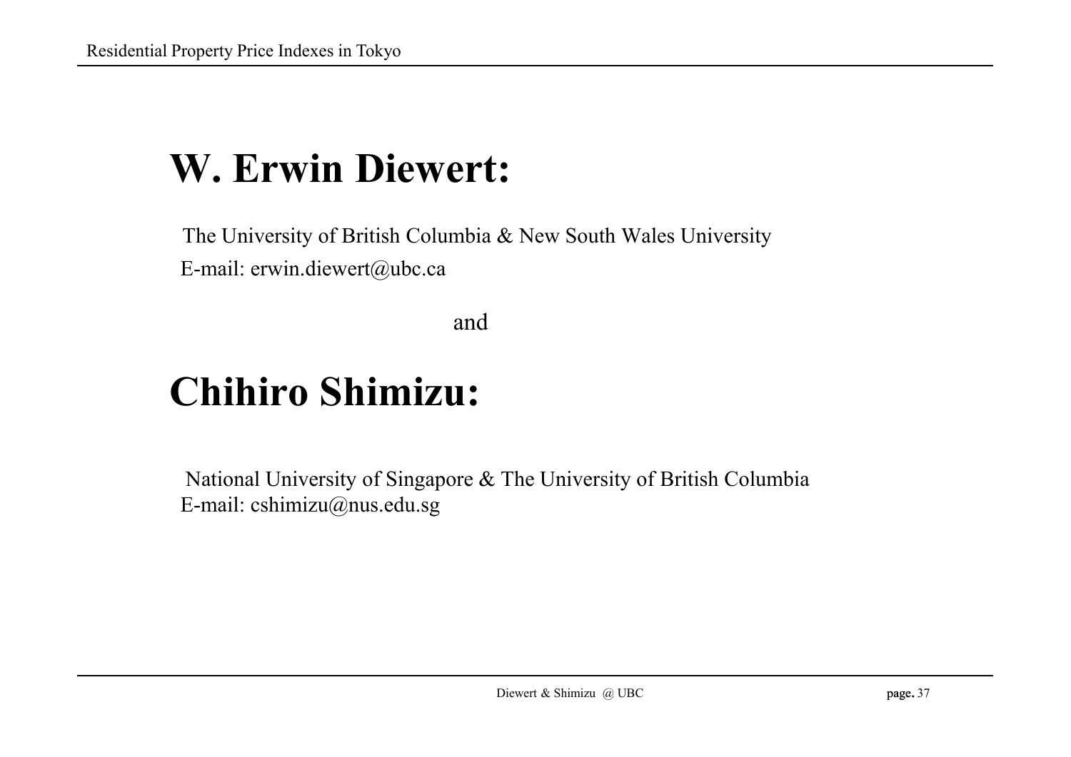# W. Erwin Diewert:

The University of British Columbia & New South Wales University

E-mail: erwin.diewert@ubc.ca

and

# Chihiro Shimizu:

National University of Singapore & The University of British Columbia

E-mail: cshimizu@nus.edu.sg